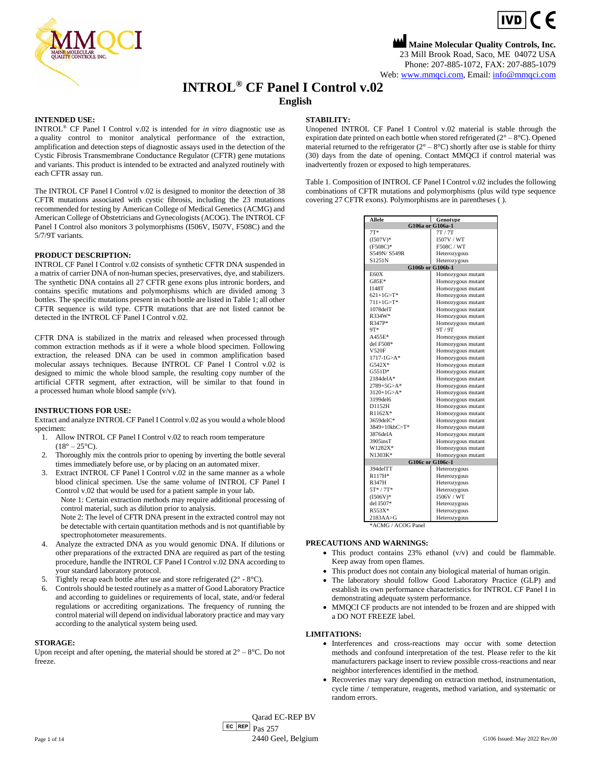Maine Molecular Quality Controls, Inc.
23 Mill Brook Road, Saco, ME 04072 USA
Phone: 207-885-1072, FAX: 207-885-1079
Web: www.mmqci.com, Email: info@mmqci.com

# INTROL® CF Panel I Control v.02

## English

### INTENDED USE:

INTROL® CF Panel I Control v.02 is intended for *in vitro* diagnostic use as a quality control to monitor analytical performance of the extraction, amplification and detection steps of diagnostic assays used in the detection of the Cystic Fibrosis Transmembrane Conductance Regulator (CFTR) gene mutations and variants. This product is intended to be extracted and analyzed routinely with each CFTR assay run.

The INTROL CF Panel I Control v.02 is designed to monitor the detection of 38 CFTR mutations associated with cystic fibrosis, including the 23 mutations recommended for testing by American College of Medical Genetics (ACMG) and American College of Obstetricians and Gynecologists (ACOG). The INTROL CF Panel I Control also monitors 3 polymorphisms (I506V, I507V, F508C) and the 5/7/9T variants.

### PRODUCT DESCRIPTION:

INTROL CF Panel I Control v.02 consists of synthetic CFTR DNA suspended in a matrix of carrier DNA of non-human species, preservatives, dye, and stabilizers. The synthetic DNA contains all 27 CFTR gene exons plus intronic borders, and contains specific mutations and polymorphisms which are divided among 3 bottles. The specific mutations present in each bottle are listed in Table 1; all other CFTR sequence is wild type. CFTR mutations that are not listed cannot be detected in the INTROL CF Panel I Control v.02.

CFTR DNA is stabilized in the matrix and released when processed through common extraction methods as if it were a whole blood specimen. Following extraction, the released DNA can be used in common amplification based molecular assays techniques. Because INTROL CF Panel I Control v.02 is designed to mimic the whole blood sample, the resulting copy number of the artificial CFTR segment, after extraction, will be similar to that found in a processed human whole blood sample (v/v).

### INSTRUCTIONS FOR USE:

Extract and analyze INTROL CF Panel I Control v.02 as you would a whole blood specimen:

1. Allow INTROL CF Panel I Control v.02 to reach room temperature (18° – 25°C).
2. Thoroughly mix the controls prior to opening by inverting the bottle several times immediately before use, or by placing on an automated mixer.
3. Extract INTROL CF Panel I Control v.02 in the same manner as a whole blood clinical specimen. Use the same volume of INTROL CF Panel I Control v.02 that would be used for a patient sample in your lab.
   Note 1: Certain extraction methods may require additional processing of control material, such as dilution prior to analysis.
   Note 2: The level of CFTR DNA present in the extracted control may not be detectable with certain quantitation methods and is not quantifiable by spectrophotometer measurements.
4. Analyze the extracted DNA as you would genomic DNA. If dilutions or other preparations of the extracted DNA are required as part of the testing procedure, handle the INTROL CF Panel I Control v.02 DNA according to your standard laboratory protocol.
5. Tightly recap each bottle after use and store refrigerated (2° - 8°C).
6. Controls should be tested routinely as a matter of Good Laboratory Practice and according to guidelines or requirements of local, state, and/or federal regulations or accrediting organizations. The frequency of running the control material will depend on individual laboratory practice and may vary according to the analytical system being used.

### STORAGE:

Upon receipt and after opening, the material should be stored at 2° – 8°C. Do not freeze.

### STABILITY:

Unopened INTROL CF Panel I Control v.02 material is stable through the expiration date printed on each bottle when stored refrigerated (2° – 8°C). Opened material returned to the refrigerator (2° – 8°C) shortly after use is stable for thirty (30) days from the date of opening. Contact MMQCI if control material was inadvertently frozen or exposed to high temperatures.

Table 1. Composition of INTROL CF Panel I Control v.02 includes the following combinations of CFTR mutations and polymorphisms (plus wild type sequence covering 27 CFTR exons). Polymorphisms are in parentheses ( ).

| Allele | Genotype |
|---|---|
| **G106a or G106a-1** | |
| 7T* | 7T / 7T |
| (I507V)* | I507V / WT |
| (F508C)* | F508C / WT |
| S549N/ S549R | Heterozygous |
| S1251N | Heterozygous |
| **G106b or G106b-1** | |
| E60X | Homozygous mutant |
| G85E* | Homozygous mutant |
| I148T | Homozygous mutant |
| 621+1G>T* | Homozygous mutant |
| 711+1G>T* | Homozygous mutant |
| 1078delT | Homozygous mutant |
| R334W* | Homozygous mutant |
| R347P* | Homozygous mutant |
| 9T* | 9T / 9T |
| A455E* | Homozygous mutant |
| del F508* | Homozygous mutant |
| V520F | Homozygous mutant |
| 1717-1G>A* | Homozygous mutant |
| G542X* | Homozygous mutant |
| G551D* | Homozygous mutant |
| 2184delA* | Homozygous mutant |
| 2789+5G>A* | Homozygous mutant |
| 3120+1G>A* | Homozygous mutant |
| 3199del6 | Homozygous mutant |
| D1152H | Homozygous mutant |
| R1162X* | Homozygous mutant |
| 3659delC* | Homozygous mutant |
| 3849+10kbC>T* | Homozygous mutant |
| 3876delA | Homozygous mutant |
| 3905insT | Homozygous mutant |
| W1282X* | Homozygous mutant |
| N1303K* | Homozygous mutant |
| **G106c or G106c-1** | |
| 394delTT | Heterozygous |
| R117H* | Heterozygous |
| R347H | Heterozygous |
| 5T* / 7T* | Heterozygous |
| (I506V)* | I506V / WT |
| del I507* | Heterozygous |
| R553X* | Heterozygous |
| 2183AA>G | Heterozygous |

*ACMG / ACOG Panel

### PRECAUTIONS AND WARNINGS:

- This product contains 23% ethanol (v/v) and could be flammable. Keep away from open flames.
- This product does not contain any biological material of human origin.
- The laboratory should follow Good Laboratory Practice (GLP) and establish its own performance characteristics for INTROL CF Panel I in demonstrating adequate system performance.
- MMQCI CF products are not intended to be frozen and are shipped with a DO NOT FREEZE label.

### LIMITATIONS:

- Interferences and cross-reactions may occur with some detection methods and confound interpretation of the test. Please refer to the kit manufacturers package insert to review possible cross-reactions and near neighbor interferences identified in the method.
- Recoveries may vary depending on extraction method, instrumentation, cycle time / temperature, reagents, method variation, and systematic or random errors.

EC REP Qarad EC-REP BV
Pas 257
2440 Geel, Belgium

G106 Issued: May 2022 Rev.00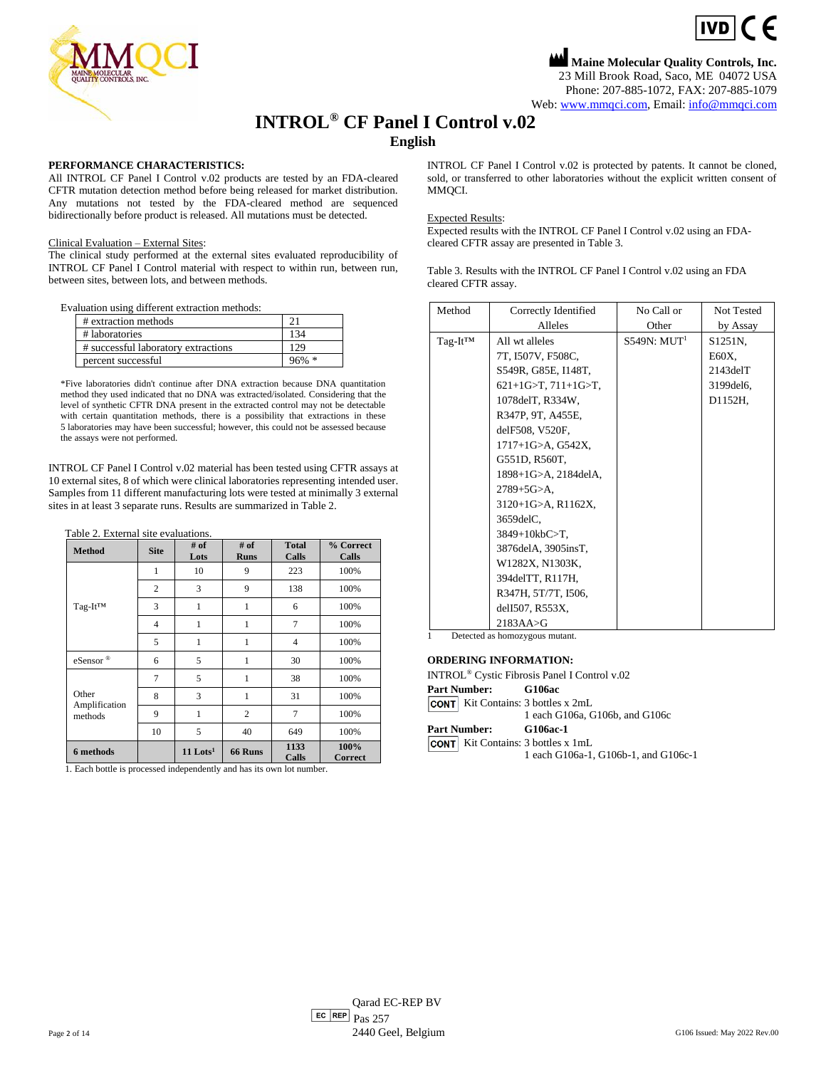**Maine Molecular Quality Controls, Inc.**
23 Mill Brook Road, Saco, ME 04072 USA
Phone: 207-885-1072, FAX: 207-885-1079
Web: www.mmqci.com, Email: info@mmqci.com

# INTROL® CF Panel I Control v.02

## English

**PERFORMANCE CHARACTERISTICS:**

All INTROL CF Panel I Control v.02 products are tested by an FDA-cleared CFTR mutation detection method before being released for market distribution. Any mutations not tested by the FDA-cleared method are sequenced bidirectionally before product is released. All mutations must be detected.

Clinical Evaluation – External Sites:

The clinical study performed at the external sites evaluated reproducibility of INTROL CF Panel I Control material with respect to within run, between run, between sites, between lots, and between methods.

Evaluation using different extraction methods:

| | |
|---|---|
| # extraction methods | 21 |
| # laboratories | 134 |
| # successful laboratory extractions | 129 |
| percent successful | 96% * |

*Five laboratories didn't continue after DNA extraction because DNA quantitation method they used indicated that no DNA was extracted/isolated. Considering that the level of synthetic CFTR DNA present in the extracted control may not be detectable with certain quantitation methods, there is a possibility that extractions in these 5 laboratories may have been successful; however, this could not be assessed because the assays were not performed.

INTROL CF Panel I Control v.02 material has been tested using CFTR assays at 10 external sites, 8 of which were clinical laboratories representing intended user. Samples from 11 different manufacturing lots were tested at minimally 3 external sites in at least 3 separate runs. Results are summarized in Table 2.

Table 2. External site evaluations.

| Method | Site | # of Lots | # of Runs | Total Calls | % Correct Calls |
|---|---|---|---|---|---|
| Tag-It™ | 1 | 10 | 9 | 223 | 100% |
| | 2 | 3 | 9 | 138 | 100% |
| | 3 | 1 | 1 | 6 | 100% |
| | 4 | 1 | 1 | 7 | 100% |
| | 5 | 1 | 1 | 4 | 100% |
| eSensor® | 6 | 5 | 1 | 30 | 100% |
| Other Amplification methods | 7 | 5 | 1 | 38 | 100% |
| | 8 | 3 | 1 | 31 | 100% |
| | 9 | 1 | 2 | 7 | 100% |
| | 10 | 5 | 40 | 649 | 100% |
| **6 methods** | | **11 Lots[1]** | **66 Runs** | **1133 Calls** | **100% Correct** |

1. Each bottle is processed independently and has its own lot number.

INTROL CF Panel I Control v.02 is protected by patents. It cannot be cloned, sold, or transferred to other laboratories without the explicit written consent of MMQCI.

Expected Results:

Expected results with the INTROL CF Panel I Control v.02 using an FDA-cleared CFTR assay are presented in Table 3.

Table 3. Results with the INTROL CF Panel I Control v.02 using an FDA cleared CFTR assay.

| Method | Correctly Identified Alleles | No Call or Other | Not Tested by Assay |
|---|---|---|---|
| Tag-It™ | All wt alleles 7T, I507V, F508C, S549R, G85E, I148T, 621+1G>T, 711+1G>T, 1078delT, R334W, R347P, 9T, A455E, delF508, V520F, 1717+1G>A, G542X, G551D, R560T, 1898+1G>A, 2184delA, 2789+5G>A, 3120+1G>A, R1162X, 3659delC, 3849+10kbC>T, 3876delA, 3905insT, W1282X, N1303K, 394delTT, R117H, R347H, 5T/7T, I506, delI507, R553X, 2183AA>G | S549N: MUT[1] | S1251N, E60X, 2143delT 3199del6, D1152H, |

1 Detected as homozygous mutant.

**ORDERING INFORMATION:**

INTROL® Cystic Fibrosis Panel I Control v.02

**Part Number:** **G106ac**
CONT Kit Contains: 3 bottles x 2mL
1 each G106a, G106b, and G106c

**Part Number:** **G106ac-1**
CONT Kit Contains: 3 bottles x 1mL
1 each G106a-1, G106b-1, and G106c-1

EC REP Qarad EC-REP BV
Pas 257
2440 Geel, Belgium

G106 Issued: May 2022 Rev.00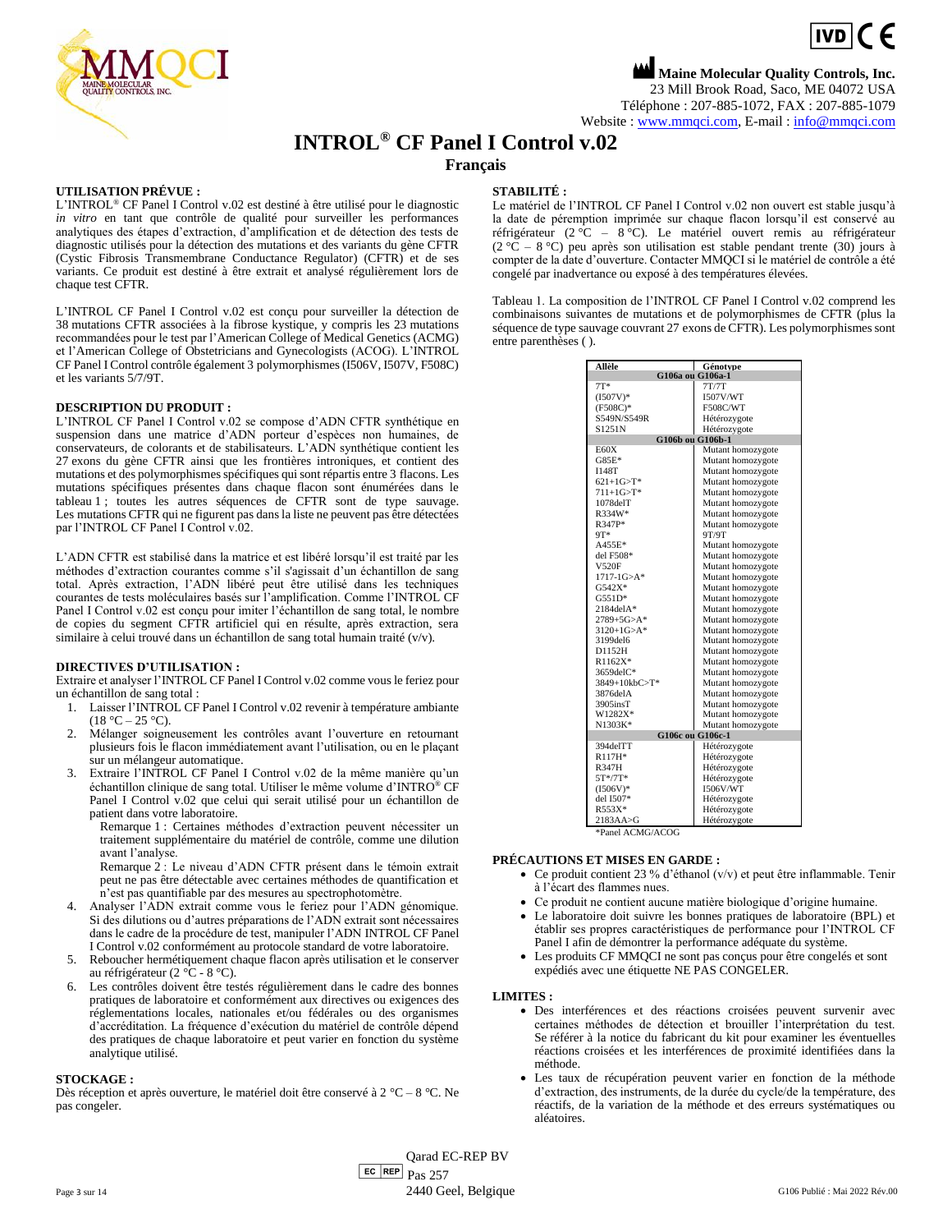Maine Molecular Quality Controls, Inc.
23 Mill Brook Road, Saco, ME 04072 USA
Téléphone : 207-885-1072, FAX : 207-885-1079
Website : www.mmqci.com, E-mail : info@mmqci.com

# INTROL® CF Panel I Control v.02

## Français

### UTILISATION PRÉVUE :

L'INTROL® CF Panel I Control v.02 est destiné à être utilisé pour le diagnostic *in vitro* en tant que contrôle de qualité pour surveiller les performances analytiques des étapes d'extraction, d'amplification et de détection des tests de diagnostic utilisés pour la détection des mutations et des variants du gène CFTR (Cystic Fibrosis Transmembrane Conductance Regulator) (CFTR) et de ses variants. Ce produit est destiné à être extrait et analysé régulièrement lors de chaque test CFTR.

L'INTROL CF Panel I Control v.02 est conçu pour surveiller la détection de 38 mutations CFTR associées à la fibrose kystique, y compris les 23 mutations recommandées pour le test par l'American College of Medical Genetics (ACMG) et l'American College of Obstetricians and Gynecologists (ACOG). L'INTROL CF Panel I Control contrôle également 3 polymorphismes (I506V, I507V, F508C) et les variants 5/7/9T.

### DESCRIPTION DU PRODUIT :

L'INTROL CF Panel I Control v.02 se compose d'ADN CFTR synthétique en suspension dans une matrice d'ADN porteur d'espèces non humaines, de conservateurs, de colorants et de stabilisateurs. L'ADN synthétique contient les 27 exons du gène CFTR ainsi que les frontières introniques, et contient des mutations et des polymorphismes spécifiques qui sont répartis entre 3 flacons. Les mutations spécifiques présentes dans chaque flacon sont énumérées dans le tableau 1 ; toutes les autres séquences de CFTR sont de type sauvage. Les mutations CFTR qui ne figurent pas dans la liste ne peuvent pas être détectées par l'INTROL CF Panel I Control v.02.

L'ADN CFTR est stabilisé dans la matrice et est libéré lorsqu'il est traité par les méthodes d'extraction courantes comme s'il s'agissait d'un échantillon de sang total. Après extraction, l'ADN libéré peut être utilisé dans les techniques courantes de tests moléculaires basés sur l'amplification. Comme l'INTROL CF Panel I Control v.02 est conçu pour imiter l'échantillon de sang total, le nombre de copies du segment CFTR artificiel qui en résulte, après extraction, sera similaire à celui trouvé dans un échantillon de sang total humain traité (v/v).

### DIRECTIVES D'UTILISATION :

Extraire et analyser l'INTROL CF Panel I Control v.02 comme vous le feriez pour un échantillon de sang total :

1. Laisser l'INTROL CF Panel I Control v.02 revenir à température ambiante (18 °C – 25 °C).
2. Mélanger soigneusement les contrôles avant l'ouverture en retournant plusieurs fois le flacon immédiatement avant l'utilisation, ou en le plaçant sur un mélangeur automatique.
3. Extraire l'INTROL CF Panel I Control v.02 de la même manière qu'un échantillon clinique de sang total. Utiliser le même volume d'INTRO® CF Panel I Control v.02 que celui qui serait utilisé pour un échantillon de patient dans votre laboratoire.

   Remarque 1 : Certaines méthodes d'extraction peuvent nécessiter un traitement supplémentaire du matériel de contrôle, comme une dilution avant l'analyse.

   Remarque 2 : Le niveau d'ADN CFTR présent dans le témoin extrait peut ne pas être détectable avec certaines méthodes de quantification et n'est pas quantifiable par des mesures au spectrophotomètre.
4. Analyser l'ADN extrait comme vous le feriez pour l'ADN génomique. Si des dilutions ou d'autres préparations de l'ADN extrait sont nécessaires dans le cadre de la procédure de test, manipuler l'ADN INTROL CF Panel I Control v.02 conformément au protocole standard de votre laboratoire.
5. Reboucher hermétiquement chaque flacon après utilisation et le conserver au réfrigérateur (2 °C - 8 °C).
6. Les contrôles doivent être testés régulièrement dans le cadre des bonnes pratiques de laboratoire et conformément aux directives ou exigences des réglementations locales, nationales et/ou fédérales ou des organismes d'accréditation. La fréquence d'exécution du matériel de contrôle dépend des pratiques de chaque laboratoire et peut varier en fonction du système analytique utilisé.

### STOCKAGE :

Dès réception et après ouverture, le matériel doit être conservé à 2 °C – 8 °C. Ne pas congeler.

### STABILITÉ :

Le matériel de l'INTROL CF Panel I Control v.02 non ouvert est stable jusqu'à la date de péremption imprimée sur chaque flacon lorsqu'il est conservé au réfrigérateur (2 °C – 8 °C). Le matériel ouvert remis au réfrigérateur (2 °C – 8 °C) peu après son utilisation est stable pendant trente (30) jours à compter de la date d'ouverture. Contacter MMQCI si le matériel de contrôle a été congelé par inadvertance ou exposé à des températures élevées.

Tableau 1. La composition de l'INTROL CF Panel I Control v.02 comprend les combinaisons suivantes de mutations et de polymorphismes de CFTR (plus la séquence de type sauvage couvrant 27 exons de CFTR). Les polymorphismes sont entre parenthèses ( ).

| Allèle | Génotype |
|---|---|
| **G106a ou G106a-1** | |
| 7T* | 7T/7T |
| (I507V)* | I507V/WT |
| (F508C)* | F508C/WT |
| S549N/S549R | Hétérozygote |
| S1251N | Hétérozygote |
| **G106b ou G106b-1** | |
| E60X | Mutant homozygote |
| G85E* | Mutant homozygote |
| I148T | Mutant homozygote |
| 621+1G>T* | Mutant homozygote |
| 711+1G>T* | Mutant homozygote |
| 1078delT | Mutant homozygote |
| R334W* | Mutant homozygote |
| R347P* | Mutant homozygote |
| 9T* | 9T/9T |
| A455E* | Mutant homozygote |
| del F508* | Mutant homozygote |
| V520F | Mutant homozygote |
| 1717-1G>A* | Mutant homozygote |
| G542X* | Mutant homozygote |
| G551D* | Mutant homozygote |
| 2184delA* | Mutant homozygote |
| 2789+5G>A* | Mutant homozygote |
| 3120+1G>A* | Mutant homozygote |
| 3199del6 | Mutant homozygote |
| D1152H | Mutant homozygote |
| R1162X* | Mutant homozygote |
| 3659delC* | Mutant homozygote |
| 3849+10kbC>T* | Mutant homozygote |
| 3876delA | Mutant homozygote |
| 3905insT | Mutant homozygote |
| W1282X* | Mutant homozygote |
| N1303K* | Mutant homozygote |
| **G106c ou G106c-1** | |
| 394delTT | Hétérozygote |
| R117H* | Hétérozygote |
| R347H | Hétérozygote |
| 5T*/7T* | Hétérozygote |
| (I506V)* | I506V/WT |
| del I507* | Hétérozygote |
| R553X* | Hétérozygote |
| 2183AA>G | Hétérozygote |

*Panel ACMG/ACOG

### PRÉCAUTIONS ET MISES EN GARDE :

- Ce produit contient 23 % d'éthanol (v/v) et peut être inflammable. Tenir à l'écart des flammes nues.
- Ce produit ne contient aucune matière biologique d'origine humaine.
- Le laboratoire doit suivre les bonnes pratiques de laboratoire (BPL) et établir ses propres caractéristiques de performance pour l'INTROL CF Panel I Control afin de démontrer la performance adéquate du système.
- Les produits CF MMQCI ne sont pas conçus pour être congelés et sont expédiés avec une étiquette NE PAS CONGELER.

### LIMITES :

- Des interférences et des réactions croisées peuvent survenir avec certaines méthodes de détection et brouiller l'interprétation du test. Se référer à la notice du fabricant du kit pour examiner les éventuelles réactions croisées et les interférences de proximité identifiées dans la méthode.
- Les taux de récupération peuvent varier en fonction de la méthode d'extraction, des instruments, de la durée du cycle/de la température, des réactifs, de la variation de la méthode et des erreurs systématiques ou aléatoires.

EC REP Qarad EC-REP BV
Pas 257
2440 Geel, Belgique

G106 Publié : Mai 2022 Rév.00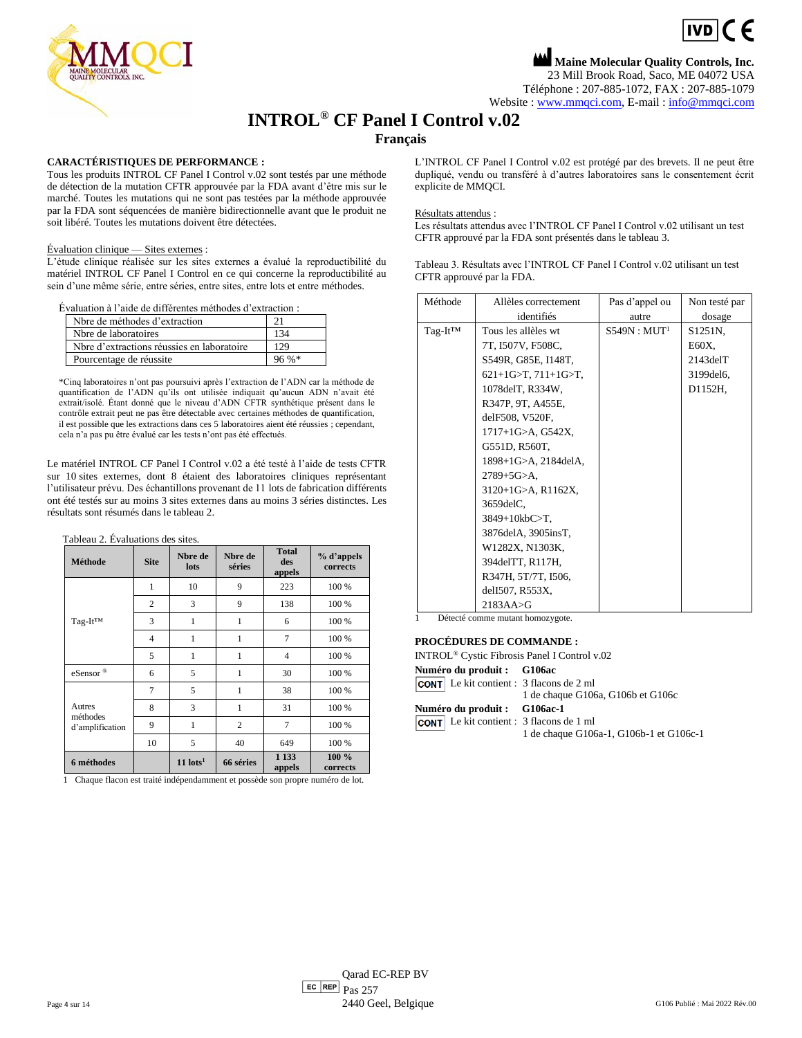Maine Molecular Quality Controls, Inc.
23 Mill Brook Road, Saco, ME 04072 USA
Téléphone : 207-885-1072, FAX : 207-885-1079
Website : www.mmqci.com, E-mail : info@mmqci.com

# INTROL® CF Panel I Control v.02

## Français

**CARACTÉRISTIQUES DE PERFORMANCE :**
Tous les produits INTROL CF Panel I Control v.02 sont testés par une méthode de détection de la mutation CFTR approuvée par la FDA avant d'être mis sur le marché. Toutes les mutations qui ne sont pas testées par la méthode approuvée par la FDA sont séquencées de manière bidirectionnelle avant que le produit ne soit libéré. Toutes les mutations doivent être détectées.

Évaluation clinique — Sites externes :
L'étude clinique réalisée sur les sites externes a évalué la reproductibilité du matériel INTROL CF Panel I Control en ce qui concerne la reproductibilité au sein d'une même série, entre séries, entre sites, entre lots et entre méthodes.

Évaluation à l'aide de différentes méthodes d'extraction :

| | |
|---|---|
| Nbre de méthodes d'extraction | 21 |
| Nbre de laboratoires | 134 |
| Nbre d'extractions réussies en laboratoire | 129 |
| Pourcentage de réussite | 96 %* |

*Cinq laboratoires n'ont pas poursuivi après l'extraction de l'ADN car la méthode de quantification de l'ADN qu'ils ont utilisée indiquait qu'aucun ADN n'avait été extrait/isolé. Étant donné que le niveau d'ADN CFTR synthétique présent dans le contrôle extrait peut ne pas être détectable avec certaines méthodes de quantification, il est possible que les extractions dans ces 5 laboratoires aient été réussies ; cependant, cela n'a pas pu être évalué car les tests n'ont pas été effectués.

Le matériel INTROL CF Panel I Control v.02 a été testé à l'aide de tests CFTR sur 10 sites externes, dont 8 étaient des laboratoires cliniques représentant l'utilisateur prévu. Des échantillons provenant de 11 lots de fabrication différents ont été testés sur au moins 3 sites externes dans au moins 3 séries distinctes. Les résultats sont résumés dans le tableau 2.

Tableau 2. Évaluations des sites.

| Méthode | Site | Nbre de lots | Nbre de séries | Total des appels | % d'appels corrects |
|---|---|---|---|---|---|
| Tag-It™ | 1 | 10 | 9 | 223 | 100 % |
| | 2 | 3 | 9 | 138 | 100 % |
| | 3 | 1 | 1 | 6 | 100 % |
| | 4 | 1 | 1 | 7 | 100 % |
| | 5 | 1 | 1 | 4 | 100 % |
| eSensor® | 6 | 5 | 1 | 30 | 100 % |
| Autres méthodes d'amplification | 7 | 5 | 1 | 38 | 100 % |
| | 8 | 3 | 1 | 31 | 100 % |
| | 9 | 1 | 2 | 7 | 100 % |
| | 10 | 5 | 40 | 649 | 100 % |
| **6 méthodes** | | **11 lots[1]** | **66 séries** | **1 133 appels** | **100 % corrects** |

1 Chaque flacon est traité indépendamment et possède son propre numéro de lot.

L'INTROL CF Panel I Control v.02 est protégé par des brevets. Il ne peut être dupliqué, vendu ou transféré à d'autres laboratoires sans le consentement écrit explicite de MMQCI.

Résultats attendus :
Les résultats attendus avec l'INTROL CF Panel I Control v.02 utilisant un test CFTR approuvé par la FDA sont présentés dans le tableau 3.

Tableau 3. Résultats avec l'INTROL CF Panel I Control v.02 utilisant un test CFTR approuvé par la FDA.

| Méthode | Allèles correctement identifiés | Pas d'appel ou autre | Non testé par dosage |
|---|---|---|---|
| Tag-It™ | Tous les allèles wt 7T, I507V, F508C, S549R, G85E, I148T, 621+1G>T, 711+1G>T, 1078delT, R334W, R347P, 9T, A455E, delF508, V520F, 1717+1G>A, G542X, G551D, R560T, 1898+1G>A, 2184delA, 2789+5G>A, 3120+1G>A, R1162X, 3659delC, 3849+10kbC>T, 3876delA, 3905insT, W1282X, N1303K, 394delTT, R117H, R347H, 5T/7T, I506, delI507, R553X, 2183AA>G | S549N : MUT[1] | S1251N, E60X, 2143delT 3199del6, D1152H, |

1 Détecté comme mutant homozygote.

**PROCÉDURES DE COMMANDE :**
INTROL® Cystic Fibrosis Panel I Control v.02

**Numéro du produit : G106ac**
CONT Le kit contient : 3 flacons de 2 ml
1 de chaque G106a, G106b et G106c

**Numéro du produit : G106ac-1**
CONT Le kit contient : 3 flacons de 1 ml
1 de chaque G106a-1, G106b-1 et G106c-1

EC REP Qarad EC-REP BV
Pas 257
2440 Geel, Belgique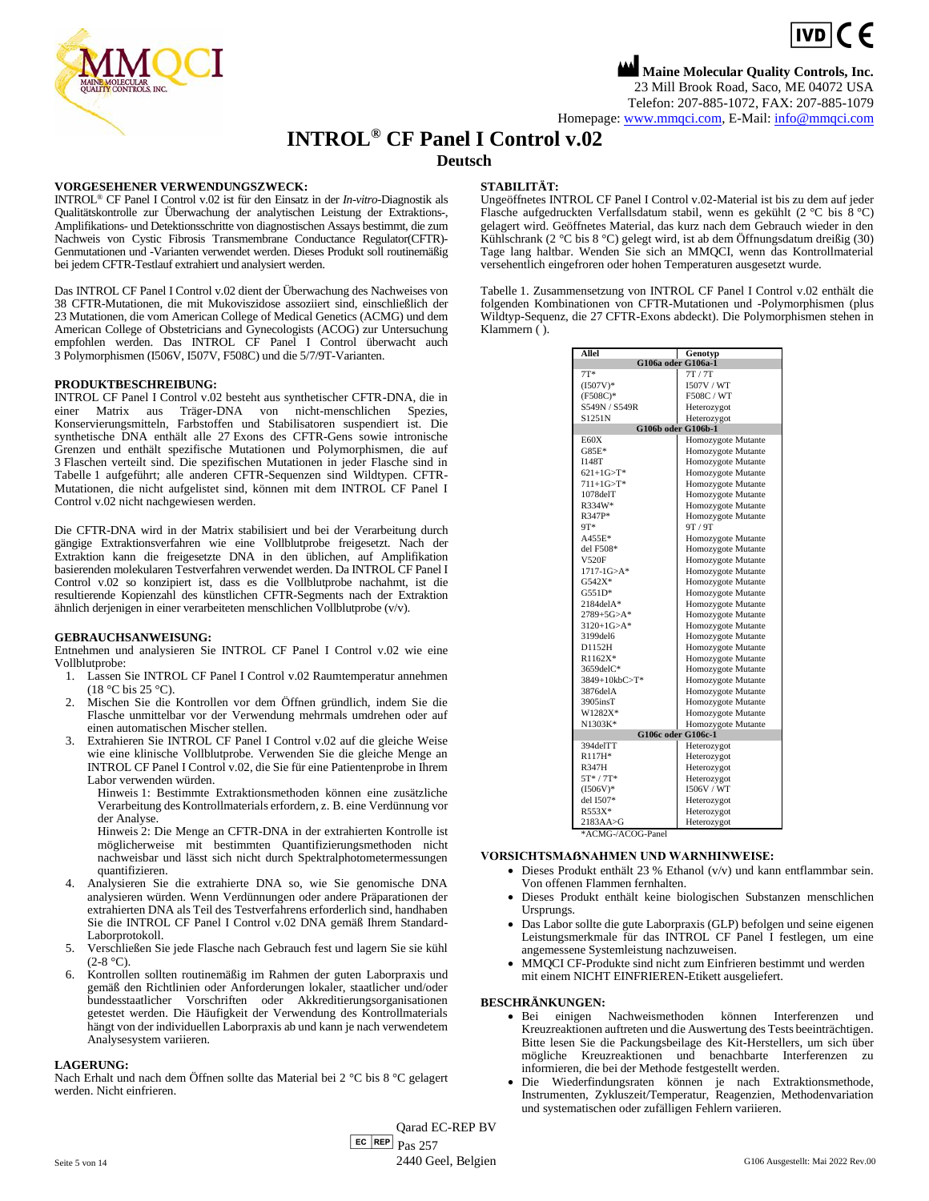**Maine Molecular Quality Controls, Inc.**
23 Mill Brook Road, Saco, ME 04072 USA
Telefon: 207-885-1072, FAX: 207-885-1079
Homepage: www.mmqci.com, E-Mail: info@mmqci.com

# INTROL® CF Panel I Control v.02

## Deutsch

### VORGESEHENER VERWENDUNGSZWECK:

INTROL® CF Panel I Control v.02 ist für den Einsatz in der *In-vitro*-Diagnostik als Qualitätskontrolle zur Überwachung der analytischen Leistung der Extraktions-, Amplifikations- und Detektionsschritte von diagnostischen Assays bestimmt, die zum Nachweis von Cystic Fibrosis Transmembrane Conductance Regulator(CFTR)-Genmutationen und -Varianten verwendet werden. Dieses Produkt soll routinemäßig bei jedem CFTR-Testlauf extrahiert und analysiert werden.

Das INTROL CF Panel I Control v.02 dient der Überwachung des Nachweises von 38 CFTR-Mutationen, die mit Mukoviszidose assoziiert sind, einschließlich der 23 Mutationen, die vom American College of Medical Genetics (ACMG) und dem American College of Obstetricians and Gynecologists (ACOG) zur Untersuchung empfohlen werden. Das INTROL CF Panel I Control überwacht auch 3 Polymorphismen (I506V, I507V, F508C) und die 5/7/9T-Varianten.

### PRODUKTBESCHREIBUNG:

INTROL CF Panel I Control v.02 besteht aus synthetischer CFTR-DNA, die in einer Matrix aus Träger-DNA von nicht-menschlichen Spezies, Konservierungsmitteln, Farbstoffen und Stabilisatoren suspendiert ist. Die synthetische DNA enthält alle 27 Exons des CFTR-Gens sowie intronische Grenzen und enthält spezifische Mutationen und Polymorphismen, die auf 3 Flaschen verteilt sind. Die spezifischen Mutationen in jeder Flasche sind in Tabelle 1 aufgeführt; alle anderen CFTR-Sequenzen sind Wildtypen. CFTR-Mutationen, die nicht aufgelistet sind, können mit dem INTROL CF Panel I Control v.02 nicht nachgewiesen werden.

Die CFTR-DNA wird in der Matrix stabilisiert und bei der Verarbeitung durch gängige Extraktionsverfahren wie eine Vollblutprobe freigesetzt. Nach der Extraktion kann die freigesetzte DNA in den üblichen, auf Amplifikation basierenden molekularen Testverfahren verwendet werden. Da INTROL CF Panel I Control v.02 so konzipiert ist, dass es die Vollblutprobe nachahmt, ist die resultierende Kopienzahl des künstlichen CFTR-Segments nach der Extraktion ähnlich derjenigen in einer verarbeiteten menschlichen Vollblutprobe (v/v).

### GEBRAUCHSANWEISUNG:

Entnehmen und analysieren Sie INTROL CF Panel I Control v.02 wie eine Vollblutprobe:

1. Lassen Sie INTROL CF Panel I Control v.02 Raumtemperatur annehmen (18 °C bis 25 °C).
2. Mischen Sie die Kontrollen vor dem Öffnen gründlich, indem Sie die Flasche unmittelbar vor der Verwendung mehrmals umdrehen oder auf einen automatischen Mischer stellen.
3. Extrahieren Sie INTROL CF Panel I Control v.02 auf die gleiche Weise wie eine klinische Vollblutprobe. Verwenden Sie die gleiche Menge an INTROL CF Panel I Control v.02, die Sie für eine Patientenprobe in Ihrem Labor verwenden würden.
   Hinweis 1: Bestimmte Extraktionsmethoden können eine zusätzliche Verarbeitung des Kontrollmaterials erfordern, z. B. eine Verdünnung vor der Analyse.
   Hinweis 2: Die Menge an CFTR-DNA in der extrahierten Kontrolle ist möglicherweise mit bestimmten Quantifizierungsmethoden nicht nachweisbar und lässt sich nicht durch Spektralphotometermessungen quantifizieren.
4. Analysieren Sie die extrahierte DNA so, wie Sie genomische DNA analysieren würden. Wenn Verdünnungen oder andere Präparationen der extrahierten DNA als Teil des Testverfahrens erforderlich sind, handhaben Sie die INTROL CF Panel I Control v.02 DNA gemäß Ihrem Standard-Laborprotokoll.
5. Verschließen Sie jede Flasche nach Gebrauch fest und lagern Sie sie kühl (2-8 °C).
6. Kontrollen sollten routinemäßig im Rahmen der guten Laborpraxis und gemäß den Richtlinien oder Anforderungen lokaler, staatlicher und/oder bundesstaatlicher Vorschriften oder Akkreditierungsorganisationen getestet werden. Die Häufigkeit der Verwendung des Kontrollmaterials hängt von der individuellen Laborpraxis ab und kann je nach verwendetem Analysesystem variieren.

### LAGERUNG:

Nach Erhalt und nach dem Öffnen sollte das Material bei 2 °C bis 8 °C gelagert werden. Nicht einfrieren.

### STABILITÄT:

Ungeöffnetes INTROL CF Panel I Control v.02-Material ist bis zu dem auf jeder Flasche aufgedruckten Verfallsdatum stabil, wenn es gekühlt (2 °C bis 8 °C) gelagert wird. Geöffnetes Material, das kurz nach dem Gebrauch wieder in den Kühlschrank (2 °C bis 8 °C) gelegt wird, ist ab dem Öffnungsdatum dreißig (30) Tage lang haltbar. Wenden Sie sich an MMQCI, wenn das Kontrollmaterial versehentlich eingefroren oder hohen Temperaturen ausgesetzt wurde.

Tabelle 1. Zusammensetzung von INTROL CF Panel I Control v.02 enthält die folgenden Kombinationen von CFTR-Mutationen und -Polymorphismen (plus Wildtyp-Sequenz, die 27 CFTR-Exons abdeckt). Die Polymorphismen stehen in Klammern ( ).

| Allel | Genotyp |
|---|---|
| **G106a oder G106a-1** | |
| 7T* | 7T / 7T |
| (I507V)* | I507V / WT |
| (F508C)* | F508C / WT |
| S549N / S549R | Heterozygot |
| S1251N | Heterozygot |
| **G106b oder G106b-1** | |
| E60X | Homozygote Mutante |
| G85E* | Homozygote Mutante |
| I148T | Homozygote Mutante |
| 621+1G>T* | Homozygote Mutante |
| 711+1G>T* | Homozygote Mutante |
| 1078delT | Homozygote Mutante |
| R334W* | Homozygote Mutante |
| R347P* | Homozygote Mutante |
| 9T* | 9T / 9T |
| A455E* | Homozygote Mutante |
| del F508* | Homozygote Mutante |
| V520F | Homozygote Mutante |
| 1717-1G>A* | Homozygote Mutante |
| G542X* | Homozygote Mutante |
| G551D* | Homozygote Mutante |
| 2184delA* | Homozygote Mutante |
| 2789+5G>A* | Homozygote Mutante |
| 3120+1G>A* | Homozygote Mutante |
| 3199del6 | Homozygote Mutante |
| D1152H | Homozygote Mutante |
| R1162X* | Homozygote Mutante |
| 3659delC* | Homozygote Mutante |
| 3849+10kbC>T* | Homozygote Mutante |
| 3876delA | Homozygote Mutante |
| 3905insT | Homozygote Mutante |
| W1282X* | Homozygote Mutante |
| N1303K* | Homozygote Mutante |
| **G106c oder G106c-1** | |
| 394delTT | Heterozygot |
| R117H* | Heterozygot |
| R347H | Heterozygot |
| 5T* / 7T* | Heterozygot |
| (I506V)* | I506V / WT |
| del I507* | Heterozygot |
| R553X* | Heterozygot |
| 2183AA>G | Heterozygot |

*ACMG-/ACOG-Panel

### VORSICHTSMAßNAHMEN UND WARNHINWEISE:

- Dieses Produkt enthält 23 % Ethanol (v/v) und kann entflammbar sein. Von offenen Flammen fernhalten.
- Dieses Produkt enthält keine biologischen Substanzen menschlichen Ursprungs.
- Das Labor sollte die gute Laborpraxis (GLP) befolgen und seine eigenen Leistungsmerkmale für das INTROL CF Panel I festlegen, um eine angemessene Systemleistung nachzuweisen.
- MMQCI CF-Produkte sind nicht zum Einfrieren bestimmt und werden mit einem NICHT EINFRIEREN-Etikett ausgeliefert.

### BESCHRÄNKUNGEN:

- Bei einigen Nachweismethoden können Interferenzen und Kreuzreaktionen auftreten und die Auswertung des Tests beeinträchtigen. Bitte lesen Sie die Packungsbeilage des Kit-Herstellers, um sich über mögliche Kreuzreaktionen und benachbarte Interferenzen zu informieren, die bei der Methode festgestellt wurden.
- Die Wiederfindungsraten können je nach Extraktionsmethode, Instrumenten, Zykluszeit/Temperatur, Reagenzien, Methodenvariation und systematischen oder zufälligen Fehlern variieren.

EC REP Qarad EC-REP BV
Pas 257
2440 Geel, Belgien

G106 Ausgestellt: Mai 2022 Rev.00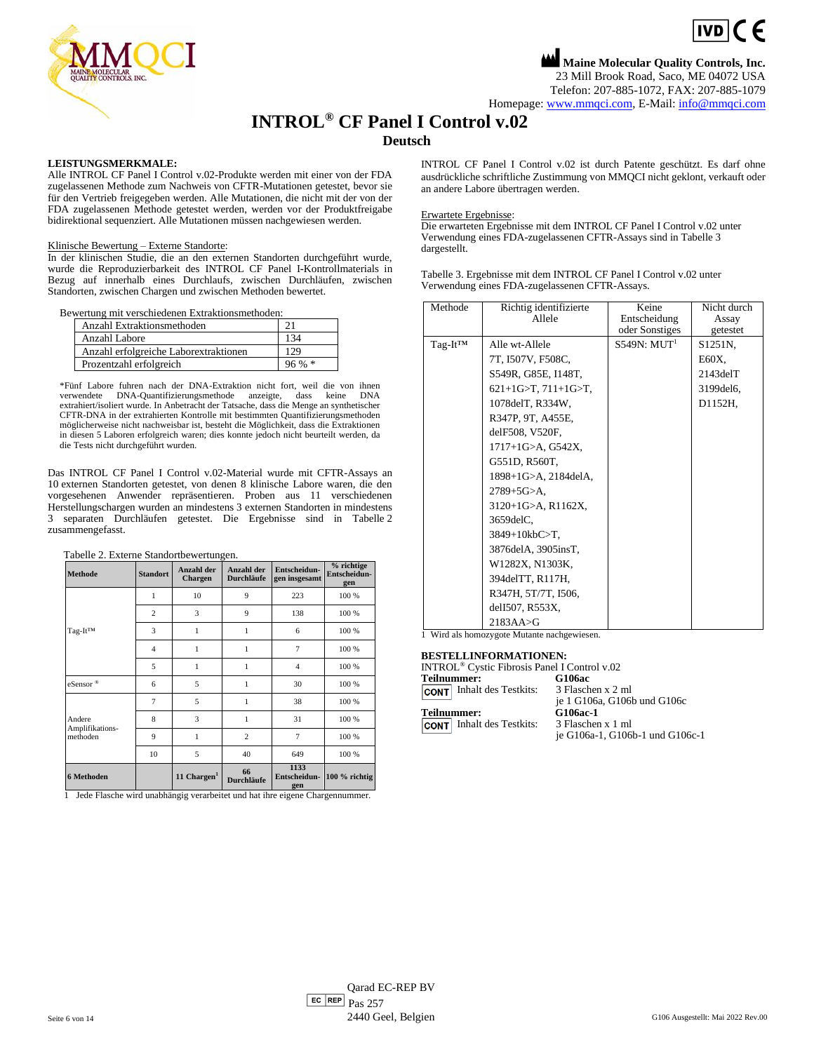Maine Molecular Quality Controls, Inc.
23 Mill Brook Road, Saco, ME 04072 USA
Telefon: 207-885-1072, FAX: 207-885-1079
Homepage: www.mmqci.com, E-Mail: info@mmqci.com

# INTROL® CF Panel I Control v.02

## Deutsch

**LEISTUNGSMERKMALE:**
Alle INTROL CF Panel I Control v.02-Produkte werden mit einer von der FDA zugelassenen Methode zum Nachweis von CFTR-Mutationen getestet, bevor sie für den Vertrieb freigegeben werden. Alle Mutationen, die nicht mit der von der FDA zugelassenen Methode getestet werden, werden vor der Produktfreigabe bidirektional sequenziert. Alle Mutationen müssen nachgewiesen werden.

Klinische Bewertung – Externe Standorte:
In der klinischen Studie, die an den externen Standorten durchgeführt wurde, wurde die Reproduzierbarkeit des INTROL CF Panel I-Kontrollmaterials in Bezug auf innerhalb eines Durchlaufs, zwischen Durchläufen, zwischen Standorten, zwischen Chargen und zwischen Methoden bewertet.

Bewertung mit verschiedenen Extraktionsmethoden:

| | |
|---|---|
| Anzahl Extraktionsmethoden | 21 |
| Anzahl Labore | 134 |
| Anzahl erfolgreiche Laborextraktionen | 129 |
| Prozentzahl erfolgreich | 96 % * |

*Fünf Labore fuhren nach der DNA-Extraktion nicht fort, weil die von ihnen verwendete DNA-Quantifizierungsmethode anzeigte, dass keine DNA extrahiert/isoliert wurde. In Anbetracht der Tatsache, dass die Menge an synthetischer CFTR-DNA in der extrahierten Kontrolle mit bestimmten Quantifizierungsmethoden möglicherweise nicht nachweisbar ist, besteht die Möglichkeit, dass die Extraktionen in diesen 5 Laboren erfolgreich waren; dies konnte jedoch nicht beurteilt werden, da die Tests nicht durchgeführt wurden.

Das INTROL CF Panel I Control v.02-Material wurde mit CFTR-Assays an 10 externen Standorten getestet, von denen 8 klinische Labore waren, die den vorgesehenen Anwender repräsentieren. Proben aus 11 verschiedenen Herstellungschargen wurden an mindestens 3 externen Standorten in mindestens 3 separaten Durchläufen getestet. Die Ergebnisse sind in Tabelle 2 zusammengefasst.

Tabelle 2. Externe Standortbewertungen.

| Methode | Standort | Anzahl der Chargen | Anzahl der Durchläufe | Entscheidungen insgesamt | % richtige Entscheidungen |
|---|---|---|---|---|---|
| Tag-It™ | 1 | 10 | 9 | 223 | 100 % |
| | 2 | 3 | 9 | 138 | 100 % |
| | 3 | 1 | 1 | 6 | 100 % |
| | 4 | 1 | 1 | 7 | 100 % |
| | 5 | 1 | 1 | 4 | 100 % |
| eSensor® | 6 | 5 | 1 | 30 | 100 % |
| Andere Amplifikationsmethoden | 7 | 5 | 1 | 38 | 100 % |
| | 8 | 3 | 1 | 31 | 100 % |
| | 9 | 1 | 2 | 7 | 100 % |
| | 10 | 5 | 40 | 649 | 100 % |
| **6 Methoden** | | **11 Chargen[1]** | **66 Durchläufe** | **1133 Entscheidungen** | **100 % richtig** |

1 Jede Flasche wird unabhängig verarbeitet und hat ihre eigene Chargennummer.

INTROL CF Panel I Control v.02 ist durch Patente geschützt. Es darf ohne ausdrückliche schriftliche Zustimmung von MMQCI nicht geklont, verkauft oder an andere Labore übertragen werden.

Erwartete Ergebnisse:
Die erwarteten Ergebnisse mit dem INTROL CF Panel I Control v.02 unter Verwendung eines FDA-zugelassenen CFTR-Assays sind in Tabelle 3 dargestellt.

Tabelle 3. Ergebnisse mit dem INTROL CF Panel I Control v.02 unter Verwendung eines FDA-zugelassenen CFTR-Assays.

| Methode | Richtig identifizierte Allele | Keine Entscheidung oder Sonstiges | Nicht durch Assay getestet |
|---|---|---|---|
| Tag-It™ | Alle wt-Allele 7T, I507V, F508C, S549R, G85E, I148T, 621+1G>T, 711+1G>T, 1078delT, R334W, R347P, 9T, A455E, delF508, V520F, 1717+1G>A, G542X, G551D, R560T, 1898+1G>A, 2184delA, 2789+5G>A, 3120+1G>A, R1162X, 3659delC, 3849+10kbC>T, 3876delA, 3905insT, W1282X, N1303K, 394delTT, R117H, R347H, 5T/7T, I506, delI507, R553X, 2183AA>G | S549N: MUT[1] | S1251N, E60X, 2143delT, 3199del6, D1152H, |

1 Wird als homozygote Mutante nachgewiesen.

**BESTELLINFORMATIONEN:**
INTROL® Cystic Fibrosis Panel I Control v.02

**Teilnummer:** **G106ac**
CONT Inhalt des Testkits: 3 Flaschen x 2 ml
je 1 G106a, G106b und G106c

**Teilnummer:** **G106ac-1**
CONT Inhalt des Testkits: 3 Flaschen x 1 ml
je G106a-1, G106b-1 und G106c-1

EC REP Qarad EC-REP BV
Pas 257
2440 Geel, Belgien

G106 Ausgestellt: Mai 2022 Rev.00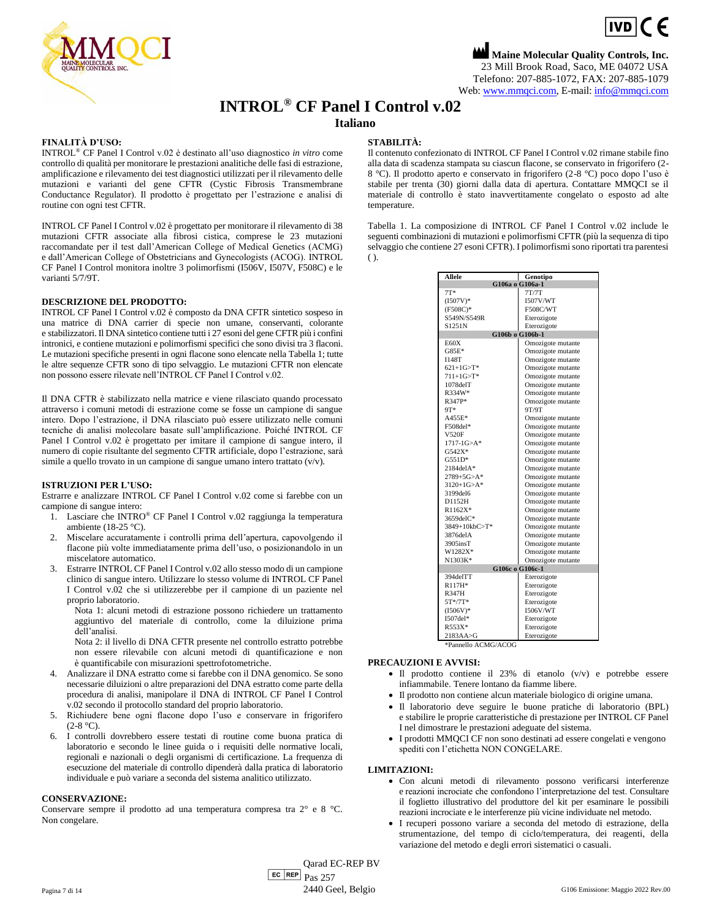**Maine Molecular Quality Controls, Inc.**
23 Mill Brook Road, Saco, ME 04072 USA
Telefono: 207-885-1072, FAX: 207-885-1079
Web: www.mmqci.com, E-mail: info@mmqci.com

# INTROL® CF Panel I Control v.02

## Italiano

### FINALITÀ D'USO:

INTROL® CF Panel I Control v.02 è destinato all'uso diagnostico *in vitro* come controllo di qualità per monitorare le prestazioni analitiche delle fasi di estrazione, amplificazione e rilevamento dei test diagnostici utilizzati per il rilevamento delle mutazioni e varianti del gene CFTR (Cystic Fibrosis Transmembrane Conductance Regulator). Il prodotto è progettato per l'estrazione e analisi di routine con ogni test CFTR.

INTROL CF Panel I Control v.02 è progettato per monitorare il rilevamento di 38 mutazioni CFTR associate alla fibrosi cistica, comprese le 23 mutazioni raccomandate per il test dall'American College of Medical Genetics (ACMG) e dall'American College of Obstetricians and Gynecologists (ACOG). INTROL CF Panel I Control monitora inoltre 3 polimorfismi (I506V, I507V, F508C) e le varianti 5/7/9T.

### DESCRIZIONE DEL PRODOTTO:

INTROL CF Panel I Control v.02 è composto da DNA CFTR sintetico sospeso in una matrice di DNA carrier di specie non umane, conservanti, colorante e stabilizzatori. Il DNA sintetico contiene tutti i 27 esoni del gene CFTR più i confini intronici, e contiene mutazioni e polimorfismi specifici che sono divisi tra 3 flaconi. Le mutazioni specifiche presenti in ogni flacone sono elencate nella Tabella 1; tutte le altre sequenze CFTR sono di tipo selvaggio. Le mutazioni CFTR non elencate non possono essere rilevate nell'INTROL CF Panel I Control v.02.

Il DNA CFTR è stabilizzato nella matrice e viene rilasciato quando processato attraverso i comuni metodi di estrazione come se fosse un campione di sangue intero. Dopo l'estrazione, il DNA rilasciato può essere utilizzato nelle comuni tecniche di analisi molecolare basate sull'amplificazione. Poiché INTROL CF Panel I Control v.02 è progettato per imitare il campione di sangue intero, il numero di copie risultante del segmento CFTR artificiale, dopo l'estrazione, sarà simile a quello trovato in un campione di sangue umano intero trattato (v/v).

### ISTRUZIONI PER L'USO:

Estrarre e analizzare INTROL CF Panel I Control v.02 come si farebbe con un campione di sangue intero:

1. Lasciare che INTRO® CF Panel I Control v.02 raggiunga la temperatura ambiente (18-25 °C).
2. Miscelare accuratamente i controlli prima dell'apertura, capovolgendo il flacone più volte immediatamente prima dell'uso, o posizionandolo in un miscelatore automatico.
3. Estrarre INTROL CF Panel I Control v.02 allo stesso modo di un campione clinico di sangue intero. Utilizzare lo stesso volume di INTROL CF Panel I Control v.02 che si utilizzerebbe per il campione di un paziente nel proprio laboratorio.
   Nota 1: alcuni metodi di estrazione possono richiedere un trattamento aggiuntivo del materiale di controllo, come la diluizione prima dell'analisi.
   Nota 2: il livello di DNA CFTR presente nel controllo estratto potrebbe non essere rilevabile con alcuni metodi di quantificazione e non è quantificabile con misurazioni spettrofotometriche.
4. Analizzare il DNA estratto come si farebbe con il DNA genomico. Se sono necessarie diluizioni o altre preparazioni del DNA estratto come parte della procedura di analisi, manipolare il DNA di INTROL CF Panel I Control v.02 secondo il protocollo standard del proprio laboratorio.
5. Richiudere bene ogni flacone dopo l'uso e conservare in frigorifero (2-8 °C).
6. I controlli dovrebbero essere testati di routine come buona pratica di laboratorio e secondo le linee guida o i requisiti delle normative locali, regionali e nazionali o degli organismi di certificazione. La frequenza di esecuzione del materiale di controllo dipenderà dalla pratica di laboratorio individuale e può variare a seconda del sistema analitico utilizzato.

### CONSERVAZIONE:

Conservare sempre il prodotto ad una temperatura compresa tra 2° e 8 °C. Non congelare.

### STABILITÀ:

Il contenuto confezionato di INTROL CF Panel I Control v.02 rimane stabile fino alla data di scadenza stampata su ciascun flacone, se conservato in frigorifero (2-8 °C). Il prodotto aperto e conservato in frigorifero (2-8 °C) poco dopo l'uso è stabile per trenta (30) giorni dalla data di apertura. Contattare MMQCI se il materiale di controllo è stato inavvertitamente congelato o esposto ad alte temperature.

Tabella 1. La composizione di INTROL CF Panel I Control v.02 include le seguenti combinazioni di mutazioni e polimorfismi CFTR (più la sequenza di tipo selvaggio che contiene 27 esoni CFTR). I polimorfismi sono riportati tra parentesi ( ).

| Allele | Genotipo |
|---|---|
| **G106a o G106a-1** | |
| 7T* | 7T/7T |
| (I507V)* | I507V/WT |
| (F508C)* | F508C/WT |
| S549N/S549R | Eterozigote |
| S1251N | Eterozigote |
| **G106b o G106b-1** | |
| E60X | Omozigote mutante |
| G85E* | Omozigote mutante |
| I148T | Omozigote mutante |
| 621+1G>T* | Omozigote mutante |
| 711+1G>T* | Omozigote mutante |
| 1078delT | Omozigote mutante |
| R334W* | Omozigote mutante |
| R347P* | Omozigote mutante |
| 9T* | 9T/9T |
| A455E* | Omozigote mutante |
| F508del* | Omozigote mutante |
| V520F | Omozigote mutante |
| 1717-1G>A* | Omozigote mutante |
| G542X* | Omozigote mutante |
| G551D* | Omozigote mutante |
| 2184delA* | Omozigote mutante |
| 2789+5G>A* | Omozigote mutante |
| 3120+1G>A* | Omozigote mutante |
| 3199del6 | Omozigote mutante |
| D1152H | Omozigote mutante |
| R1162X* | Omozigote mutante |
| 3659delC* | Omozigote mutante |
| 3849+10kbC>T* | Omozigote mutante |
| 3876delA | Omozigote mutante |
| 3905insT | Omozigote mutante |
| W1282X* | Omozigote mutante |
| N1303K* | Omozigote mutante |
| **G106c o G106c-1** | |
| 394delTT | Eterozigote |
| R117H* | Eterozigote |
| R347H | Eterozigote |
| 5T*/7T* | Eterozigote |
| (I506V)* | I506V/WT |
| I507del* | Eterozigote |
| R553X* | Eterozigote |
| 2183AA>G | Eterozigote |

*Pannello ACMG/ACOG

### PRECAUZIONI E AVVISI:

- Il prodotto contiene il 23% di etanolo (v/v) e potrebbe essere infiammabile. Tenere lontano da fiamme libere.
- Il prodotto non contiene alcun materiale biologico di origine umana.
- Il laboratorio deve seguire le buone pratiche di laboratorio (BPL) e stabilire le proprie caratteristiche di prestazione per INTROL CF Panel I nel dimostrare le prestazioni adeguate del sistema.
- I prodotti MMQCI CF non sono destinati ad essere congelati e vengono spediti con l'etichetta NON CONGELARE.

### LIMITAZIONI:

- Con alcuni metodi di rilevamento possono verificarsi interferenze e reazioni incrociate che confondono l'interpretazione del test. Consultare il foglietto illustrativo del produttore del kit per esaminare le possibili reazioni incrociate e le interferenze più vicine individuate nel metodo.
- I recuperi possono variare a seconda del metodo di estrazione, della strumentazione, del tempo di ciclo/temperatura, dei reagenti, della variazione del metodo e degli errori sistematici o casuali.

EC REP Qarad EC-REP BV
Pas 257
2440 Geel, Belgio

G106 Emissione: Maggio 2022 Rev.00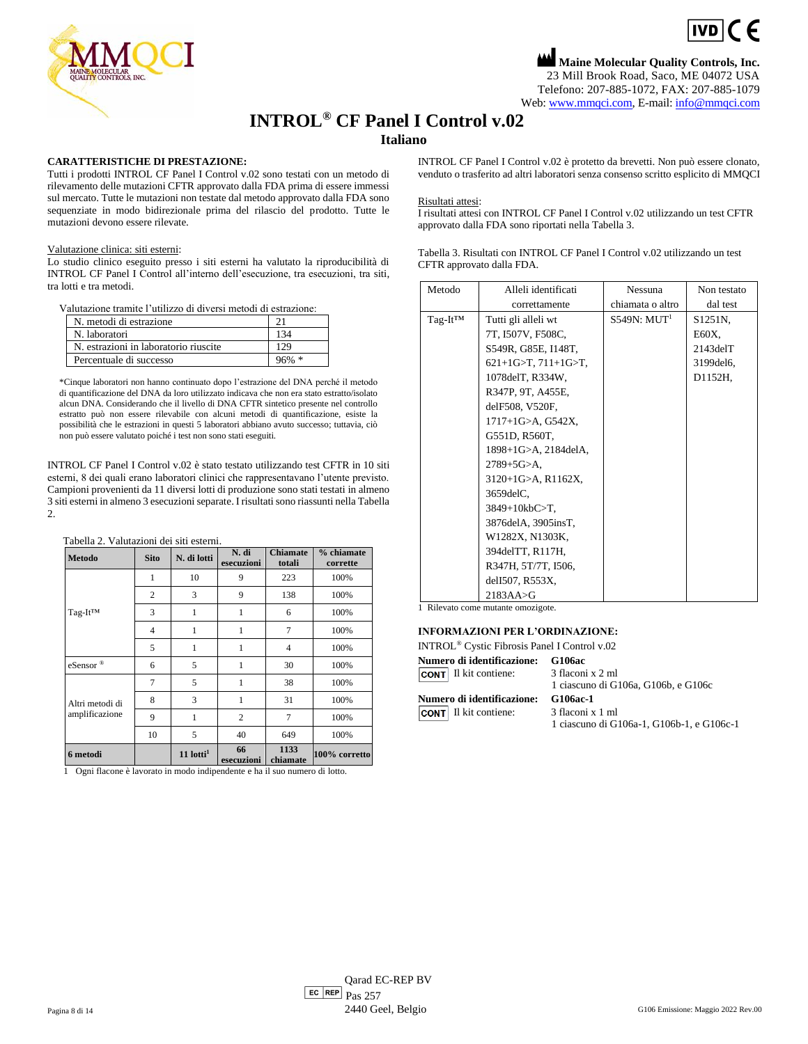**Maine Molecular Quality Controls, Inc.**
23 Mill Brook Road, Saco, ME 04072 USA
Telefono: 207-885-1072, FAX: 207-885-1079
Web: www.mmqci.com, E-mail: info@mmqci.com

# INTROL® CF Panel I Control v.02

## Italiano

**CARATTERISTICHE DI PRESTAZIONE:**
Tutti i prodotti INTROL CF Panel I Control v.02 sono testati con un metodo di rilevamento delle mutazioni CFTR approvato dalla FDA prima di essere immessi sul mercato. Tutte le mutazioni non testate dal metodo approvato dalla FDA sono sequenziate in modo bidirezionale prima del rilascio del prodotto. Tutte le mutazioni devono essere rilevate.

Valutazione clinica: siti esterni:
Lo studio clinico eseguito presso i siti esterni ha valutato la riproducibilità di INTROL CF Panel I Control all'interno dell'esecuzione, tra esecuzioni, tra siti, tra lotti e tra metodi.

Valutazione tramite l'utilizzo di diversi metodi di estrazione:

| N. metodi di estrazione | 21 |
|---|---|
| N. laboratori | 134 |
| N. estrazioni in laboratorio riuscite | 129 |
| Percentuale di successo | 96% * |

*Cinque laboratori non hanno continuato dopo l'estrazione del DNA perché il metodo di quantificazione del DNA da loro utilizzato indicava che non era stato estratto/isolato alcun DNA. Considerando che il livello di DNA CFTR sintetico presente nel controllo estratto può non essere rilevabile con alcuni metodi di quantificazione, esiste la possibilità che le estrazioni in questi 5 laboratori abbiano avuto successo; tuttavia, ciò non può essere valutato poiché i test non sono stati eseguiti.

INTROL CF Panel I Control v.02 è stato testato utilizzando test CFTR in 10 siti esterni, 8 dei quali erano laboratori clinici che rappresentavano l'utente previsto. Campioni provenienti da 11 diversi lotti di produzione sono stati testati in almeno 3 siti esterni in almeno 3 esecuzioni separate. I risultati sono riassunti nella Tabella 2.

Tabella 2. Valutazioni dei siti esterni.

| Metodo | Sito | N. di lotti | N. di esecuzioni | Chiamate totali | % chiamate corrette |
|---|---|---|---|---|---|
| Tag-It™ | 1 | 10 | 9 | 223 | 100% |
| | 2 | 3 | 9 | 138 | 100% |
| | 3 | 1 | 1 | 6 | 100% |
| | 4 | 1 | 1 | 7 | 100% |
| | 5 | 1 | 1 | 4 | 100% |
| eSensor® | 6 | 5 | 1 | 30 | 100% |
| Altri metodi di amplificazione | 7 | 5 | 1 | 38 | 100% |
| | 8 | 3 | 1 | 31 | 100% |
| | 9 | 1 | 2 | 7 | 100% |
| | 10 | 5 | 40 | 649 | 100% |
| **6 metodi** | | **11 lotti[1]** | **66 esecuzioni** | **1133 chiamate** | **100% corretto** |

1 Ogni flacone è lavorato in modo indipendente e ha il suo numero di lotto.

INTROL CF Panel I Control v.02 è protetto da brevetti. Non può essere clonato, venduto o trasferito ad altri laboratori senza consenso scritto esplicito di MMQCI

Risultati attesi:
I risultati attesi con INTROL CF Panel I Control v.02 utilizzando un test CFTR approvato dalla FDA sono riportati nella Tabella 3.

Tabella 3. Risultati con INTROL CF Panel I Control v.02 utilizzando un test CFTR approvato dalla FDA.

| Metodo | Alleli identificati correttamente | Nessuna chiamata o altro | Non testato dal test |
|---|---|---|---|
| Tag-It™ | Tutti gli alleli wt 7T, I507V, F508C, S549R, G85E, I148T, 621+1G>T, 711+1G>T, 1078delT, R334W, R347P, 9T, A455E, delF508, V520F, 1717+1G>A, G542X, G551D, R560T, 1898+1G>A, 2184delA, 2789+5G>A, 3120+1G>A, R1162X, 3659delC, 3849+10kbC>T, 3876delA, 3905insT, W1282X, N1303K, 394delTT, R117H, R347H, 5T/7T, I506, delI507, R553X, 2183AA>G | S549N: MUT[1] | S1251N, E60X, 2143delT, 3199del6, D1152H, |

1 Rilevato come mutante omozigote.

**INFORMAZIONI PER L'ORDINAZIONE:**
INTROL® Cystic Fibrosis Panel I Control v.02

**Numero di identificazione:** **G106ac**
CONT Il kit contiene: 3 flaconi x 2 ml
1 ciascuno di G106a, G106b, e G106c

**Numero di identificazione:** **G106ac-1**
CONT Il kit contiene: 3 flaconi x 1 ml
1 ciascuno di G106a-1, G106b-1, e G106c-1

EC REP Qarad EC-REP BV
Pas 257
2440 Geel, Belgio

G106 Emissione: Maggio 2022 Rev.00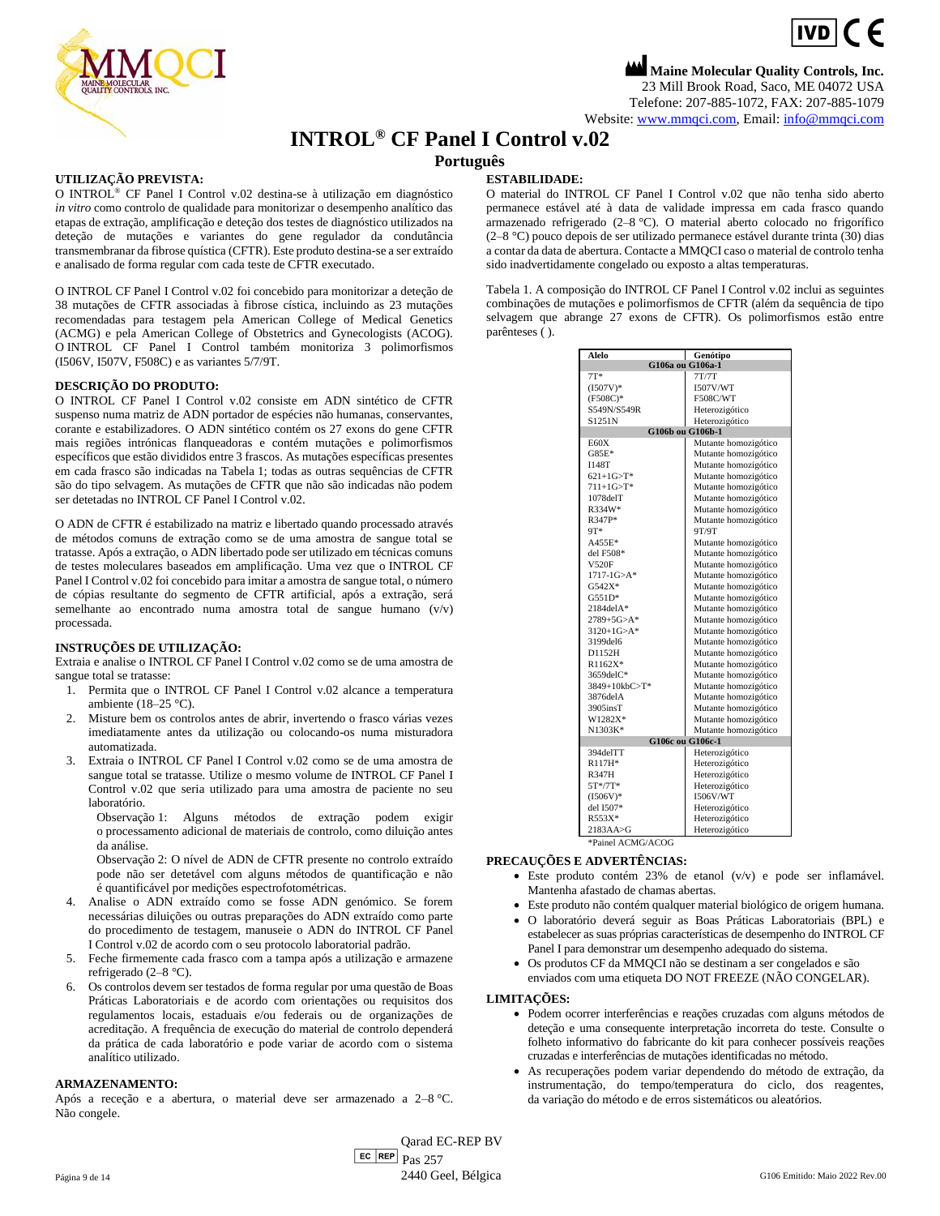**Maine Molecular Quality Controls, Inc.**
23 Mill Brook Road, Saco, ME 04072 USA
Telefone: 207-885-1072, FAX: 207-885-1079
Website: www.mmqci.com, Email: info@mmqci.com

# INTROL® CF Panel I Control v.02

## Português

### UTILIZAÇÃO PREVISTA:

O INTROL® CF Panel I Control v.02 destina-se à utilização em diagnóstico *in vitro* como controlo de qualidade para monitorizar o desempenho analítico das etapas de extração, amplificação e deteção dos testes de diagnóstico utilizados na deteção de mutações e variantes do gene regulador da condutância transmembranar da fibrose quística (CFTR). Este produto destina-se a ser extraído e analisado de forma regular com cada teste de CFTR executado.

O INTROL CF Panel I Control v.02 foi concebido para monitorizar a deteção de 38 mutações de CFTR associadas à fibrose cística, incluindo as 23 mutações recomendadas para testagem pela American College of Medical Genetics (ACMG) e pela American College of Obstetrics and Gynecologists (ACOG). O INTROL CF Panel I Control também monitoriza 3 polimorfismos (I506V, I507V, F508C) e as variantes 5/7/9T.

### DESCRIÇÃO DO PRODUTO:

O INTROL CF Panel I Control v.02 consiste em ADN sintético de CFTR suspenso numa matriz de ADN portador de espécies não humanas, conservantes, corante e estabilizadores. O ADN sintético contém os 27 exons do gene CFTR mais regiões intrónicas flanqueadoras e contém mutações e polimorfismos específicos que estão divididos entre 3 frascos. As mutações específicas presentes em cada frasco são indicadas na Tabela 1; todas as outras sequências de CFTR são do tipo selvagem. As mutações de CFTR que não são indicadas não podem ser detetadas no INTROL CF Panel I Control v.02.

O ADN de CFTR é estabilizado na matriz e libertado quando processado através de métodos comuns de extração como se de uma amostra de sangue total se tratasse. Após a extração, o ADN libertado pode ser utilizado em técnicas comuns de testes moleculares baseados em amplificação. Uma vez que o INTROL CF Panel I Control v.02 foi concebido para imitar a amostra de sangue total, o número de cópias resultante do segmento de CFTR artificial, após a extração, será semelhante ao encontrado numa amostra total de sangue humano (v/v) processada.

### INSTRUÇÕES DE UTILIZAÇÃO:

Extraia e analise o INTROL CF Panel I Control v.02 como se de uma amostra de sangue total se tratasse:

1. Permita que o INTROL CF Panel I Control v.02 alcance a temperatura ambiente (18–25 °C).
2. Misture bem os controlos antes de abrir, invertendo o frasco várias vezes imediatamente antes da utilização ou colocando-os numa misturadora automatizada.
3. Extraia o INTROL CF Panel I Control v.02 como se de uma amostra de sangue total se tratasse. Utilize o mesmo volume de INTROL CF Panel I Control v.02 que seria utilizado para uma amostra de paciente no seu laboratório.

   Observação 1: Alguns métodos de extração podem exigir o processamento adicional de materiais de controlo, como diluição antes da análise.

   Observação 2: O nível de ADN de CFTR presente no controlo extraído pode não ser detetável com alguns métodos de quantificação e não é quantificável por medições espectrofotométricas.
4. Analise o ADN extraído como se fosse ADN genómico. Se forem necessárias diluições ou outras preparações do ADN extraído como parte do procedimento de testagem, manuseie o ADN do INTROL CF Panel I Control v.02 de acordo com o seu protocolo laboratorial padrão.
5. Feche firmemente cada frasco com a tampa após a utilização e armazene refrigerado (2–8 °C).
6. Os controlos devem ser testados de forma regular por uma questão de Boas Práticas Laboratoriais e de acordo com orientações ou requisitos dos regulamentos locais, estaduais e/ou federais ou de organizações de acreditação. A frequência de execução do material de controlo dependerá da prática de cada laboratório e pode variar de acordo com o sistema analítico utilizado.

### ARMAZENAMENTO:

Após a receção e a abertura, o material deve ser armazenado a 2–8 °C. Não congele.

### ESTABILIDADE:

O material do INTROL CF Panel I Control v.02 que não tenha sido aberto permanece estável até à data de validade impressa em cada frasco quando armazenado refrigerado (2–8 °C). O material aberto colocado no frigorífico (2–8 °C) pouco depois de ser utilizado permanece estável durante trinta (30) dias a contar da data de abertura. Contacte a MMQCI caso o material de controlo tenha sido inadvertidamente congelado ou exposto a altas temperaturas.

Tabela 1. A composição do INTROL CF Panel I Control v.02 inclui as seguintes combinações de mutações e polimorfismos de CFTR (além da sequência de tipo selvagem que abrange 27 exons de CFTR). Os polimorfismos estão entre parênteses ( ).

| Alelo | Genótipo |
|---|---|
| **G106a ou G106a-1** | |
| 7T* | 7T/7T |
| (I507V)* | I507V/WT |
| (F508C)* | F508C/WT |
| S549N/S549R | Heterozigótico |
| S1251N | Heterozigótico |
| **G106b ou G106b-1** | |
| E60X | Mutante homozigótico |
| G85E* | Mutante homozigótico |
| I148T | Mutante homozigótico |
| 621+1G>T* | Mutante homozigótico |
| 711+1G>T* | Mutante homozigótico |
| 1078delT | Mutante homozigótico |
| R334W* | Mutante homozigótico |
| R347P* | Mutante homozigótico |
| 9T* | 9T/9T |
| A455E* | Mutante homozigótico |
| del F508* | Mutante homozigótico |
| V520F | Mutante homozigótico |
| 1717-1G>A* | Mutante homozigótico |
| G542X* | Mutante homozigótico |
| G551D* | Mutante homozigótico |
| 2184delA* | Mutante homozigótico |
| 2789+5G>A* | Mutante homozigótico |
| 3120+1G>A* | Mutante homozigótico |
| 3199del6 | Mutante homozigótico |
| D1152H | Mutante homozigótico |
| R1162X* | Mutante homozigótico |
| 3659delC* | Mutante homozigótico |
| 3849+10kbC>T* | Mutante homozigótico |
| 3876delA | Mutante homozigótico |
| 3905insT | Mutante homozigótico |
| W1282X* | Mutante homozigótico |
| N1303K* | Mutante homozigótico |
| **G106c ou G106c-1** | |
| 394delTT | Heterozigótico |
| R117H* | Heterozigótico |
| R347H | Heterozigótico |
| 5T*/7T* | Heterozigótico |
| (I506V)* | I506V/WT |
| del I507* | Heterozigótico |
| R553X* | Heterozigótico |
| 2183AA>G | Heterozigótico |

*Painel ACMG/ACOG

### PRECAUÇÕES E ADVERTÊNCIAS:

- Este produto contém 23% de etanol (v/v) e pode ser inflamável. Mantenha afastado de chamas abertas.
- Este produto não contém qualquer material biológico de origem humana.
- O laboratório deverá seguir as Boas Práticas Laboratoriais (BPL) e estabelecer as suas próprias características de desempenho do INTROL CF Panel I para demonstrar um desempenho adequado do sistema.
- Os produtos CF da MMQCI não se destinam a ser congelados e são enviados com uma etiqueta DO NOT FREEZE (NÃO CONGELAR).

### LIMITAÇÕES:

- Podem ocorrer interferências e reações cruzadas com alguns métodos de deteção e uma consequente interpretação incorreta do teste. Consulte o folheto informativo do fabricante do kit para conhecer possíveis reações cruzadas e interferências de mutações identificadas no método.
- As recuperações podem variar dependendo do método de extração, da instrumentação, do tempo/temperatura do ciclo, dos reagentes, da variação do método e de erros sistemáticos ou aleatórios.

Qarad EC-REP BV
Pas 257
2440 Geel, Bélgica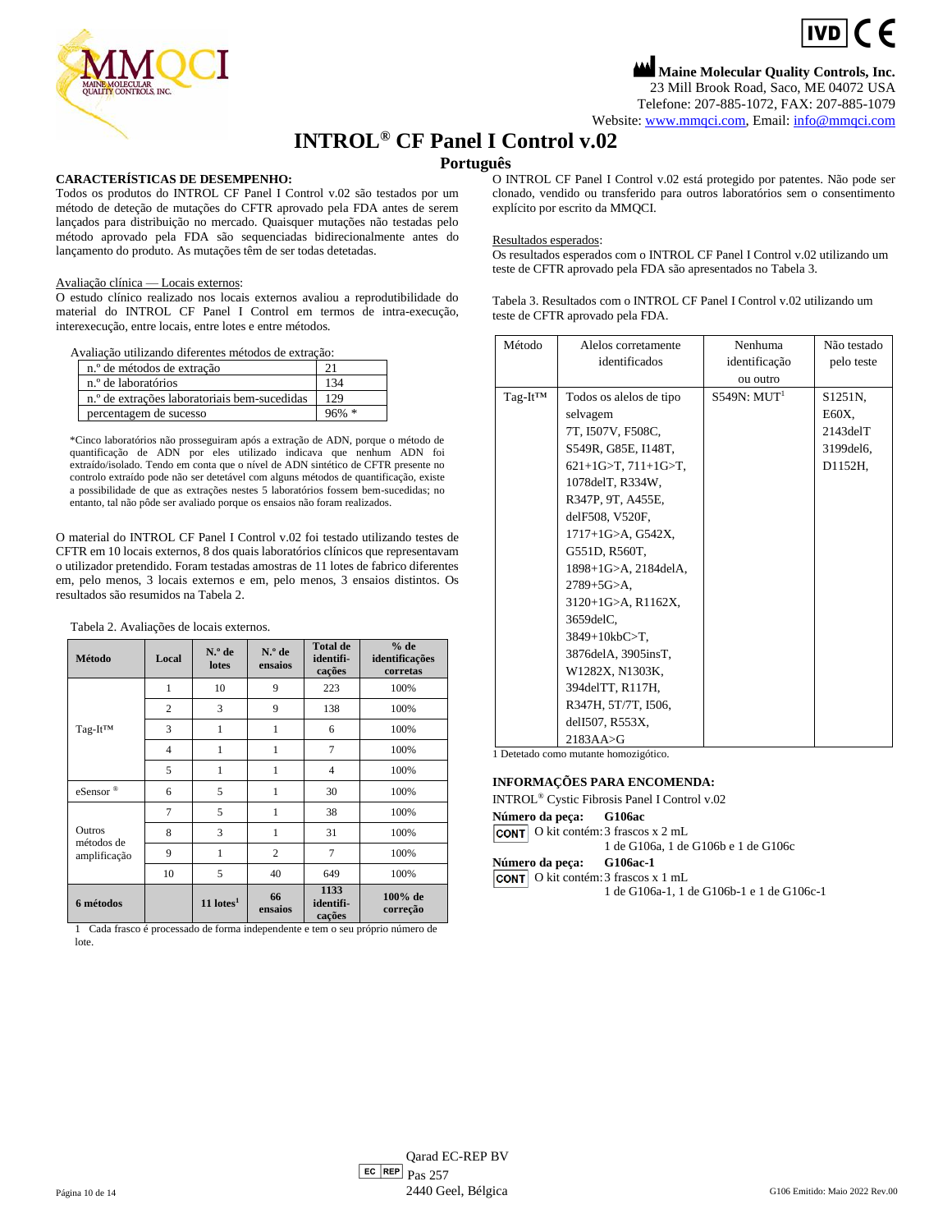**Maine Molecular Quality Controls, Inc.**
23 Mill Brook Road, Saco, ME 04072 USA
Telefone: 207-885-1072, FAX: 207-885-1079
Website: www.mmqci.com, Email: info@mmqci.com

# INTROL® CF Panel I Control v.02

## Português

**CARACTERÍSTICAS DE DESEMPENHO:**

Todos os produtos do INTROL CF Panel I Control v.02 são testados por um método de deteção de mutações do CFTR aprovado pela FDA antes de serem lançados para distribuição no mercado. Quaisquer mutações não testadas pelo método aprovado pela FDA são sequenciadas bidirecionalmente antes do lançamento do produto. As mutações têm de ser todas detetadas.

Avaliação clínica — Locais externos:

O estudo clínico realizado nos locais externos avaliou a reprodutibilidade do material do INTROL CF Panel I Control em termos de intra-execução, interexecução, entre locais, entre lotes e entre métodos.

Avaliação utilizando diferentes métodos de extração:

| | |
|---|---|
| n.º de métodos de extração | 21 |
| n.º de laboratórios | 134 |
| n.º de extrações laboratoriais bem-sucedidas | 129 |
| percentagem de sucesso | 96% * |

*Cinco laboratórios não prosseguiram após a extração de ADN, porque o método de quantificação de ADN por eles utilizado indicava que nenhum ADN foi extraído/isolado. Tendo em conta que o nível de ADN sintético de CFTR presente no controlo extraído pode não ser detetável com alguns métodos de quantificação, existe a possibilidade de que as extrações nestes 5 laboratórios fossem bem-sucedidas; no entanto, tal não pôde ser avaliado porque os ensaios não foram realizados.

O material do INTROL CF Panel I Control v.02 foi testado utilizando testes de CFTR em 10 locais externos, 8 dos quais laboratórios clínicos que representavam o utilizador pretendido. Foram testadas amostras de 11 lotes de fabrico diferentes em, pelo menos, 3 locais externos e em, pelo menos, 3 ensaios distintos. Os resultados são resumidos na Tabela 2.

Tabela 2. Avaliações de locais externos.

| Método | Local | N.º de lotes | N.º de ensaios | Total de identificações | % de identificações corretas |
|---|---|---|---|---|---|
| Tag-It™ | 1 | 10 | 9 | 223 | 100% |
| | 2 | 3 | 9 | 138 | 100% |
| | 3 | 1 | 1 | 6 | 100% |
| | 4 | 1 | 1 | 7 | 100% |
| | 5 | 1 | 1 | 4 | 100% |
| eSensor ® | 6 | 5 | 1 | 30 | 100% |
| Outros métodos de amplificação | 7 | 5 | 1 | 38 | 100% |
| | 8 | 3 | 1 | 31 | 100% |
| | 9 | 1 | 2 | 7 | 100% |
| | 10 | 5 | 40 | 649 | 100% |
| **6 métodos** | | **11 lotes[1]** | **66 ensaios** | **1133 identificações** | **100% de correção** |

1 Cada frasco é processado de forma independente e tem o seu próprio número de lote.

O INTROL CF Panel I Control v.02 está protegido por patentes. Não pode ser clonado, vendido ou transferido para outros laboratórios sem o consentimento explícito por escrito da MMQCI.

Resultados esperados:

Os resultados esperados com o INTROL CF Panel I Control v.02 utilizando um teste de CFTR aprovado pela FDA são apresentados no Tabela 3.

Tabela 3. Resultados com o INTROL CF Panel I Control v.02 utilizando um teste de CFTR aprovado pela FDA.

| Método | Alelos corretamente identificados | Nenhuma identificação ou outro | Não testado pelo teste |
|---|---|---|---|
| Tag-It™ | Todos os alelos de tipo selvagem 7T, I507V, F508C, S549R, G85E, I148T, 621+1G>T, 711+1G>T, 1078delT, R334W, R347P, 9T, A455E, delF508, V520F, 1717+1G>A, G542X, G551D, R560T, 1898+1G>A, 2184delA, 2789+5G>A, 3120+1G>A, R1162X, 3659delC, 3849+10kbC>T, 3876delA, 3905insT, W1282X, N1303K, 394delTT, R117H, R347H, 5T/7T, I506, delI507, R553X, 2183AA>G | S549N: MUT[1] | S1251N, E60X, 2143delT 3199del6, D1152H, |

1 Detetado como mutante homozigótico.

**INFORMAÇÕES PARA ENCOMENDA:**

INTROL® Cystic Fibrosis Panel I Control v.02

**Número da peça:** **G106ac**
CONT O kit contém: 3 frascos x 2 mL
1 de G106a, 1 de G106b e 1 de G106c

**Número da peça:** **G106ac-1**
CONT O kit contém: 3 frascos x 1 mL
1 de G106a-1, 1 de G106b-1 e 1 de G106c-1

EC REP Qarad EC-REP BV
Pas 257
2440 Geel, Bélgica

G106 Emitido: Maio 2022 Rev.00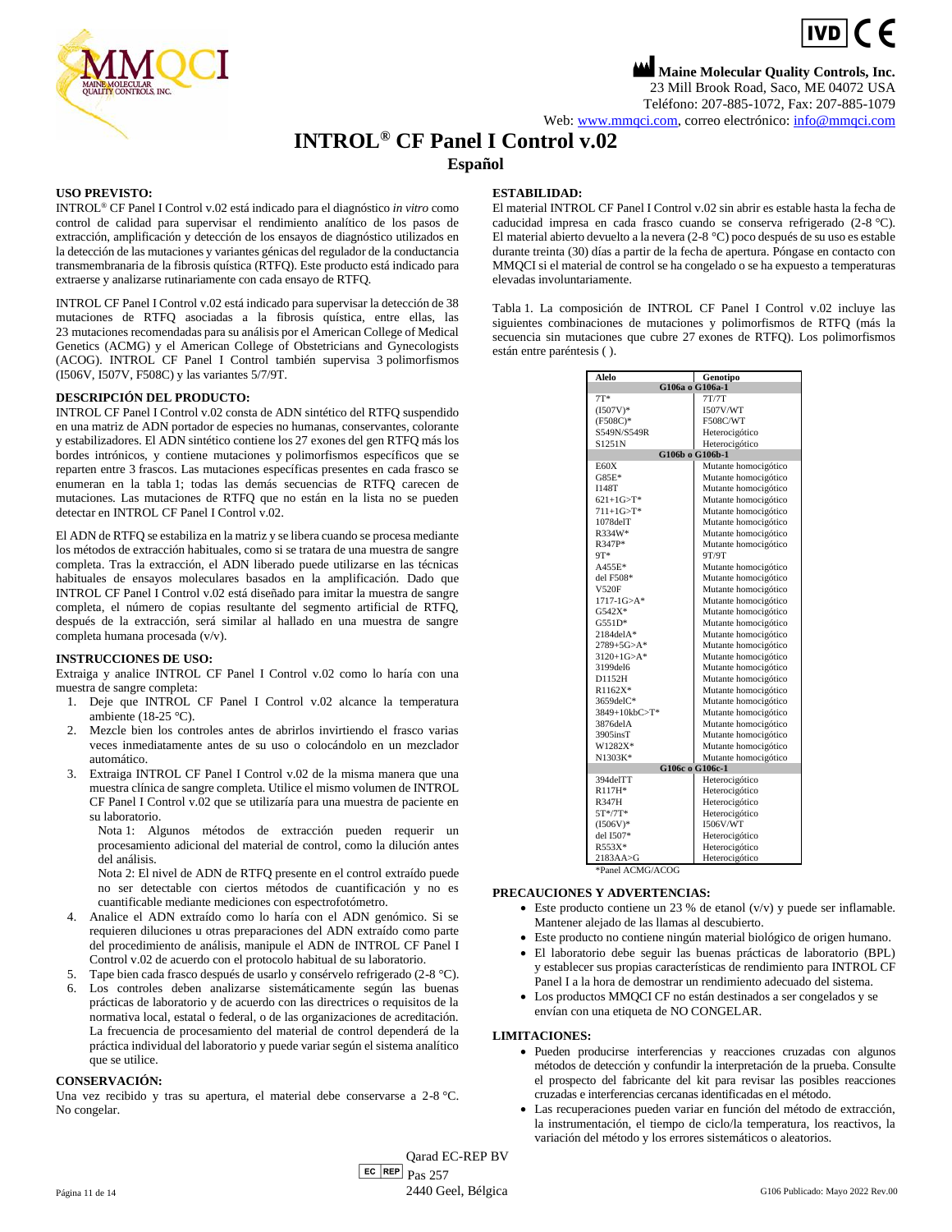Maine Molecular Quality Controls, Inc.
23 Mill Brook Road, Saco, ME 04072 USA
Teléfono: 207-885-1072, Fax: 207-885-1079
Web: www.mmqci.com, correo electrónico: info@mmqci.com

# INTROL® CF Panel I Control v.02

## Español

### USO PREVISTO:

INTROL® CF Panel I Control v.02 está indicado para el diagnóstico *in vitro* como control de calidad para supervisar el rendimiento analítico de los pasos de extracción, amplificación y detección de los ensayos de diagnóstico utilizados en la detección de las mutaciones y variantes génicas del regulador de la conductancia transmembranaria de la fibrosis quística (RTFQ). Este producto está indicado para extraerse y analizarse rutinariamente con cada ensayo de RTFQ.

INTROL CF Panel I Control v.02 está indicado para supervisar la detección de 38 mutaciones de RTFQ asociadas a la fibrosis quística, entre ellas, las 23 mutaciones recomendadas para su análisis por el American College of Medical Genetics (ACMG) y el American College of Obstetricians and Gynecologists (ACOG). INTROL CF Panel I Control también supervisa 3 polimorfismos (I506V, I507V, F508C) y las variantes 5/7/9T.

### DESCRIPCIÓN DEL PRODUCTO:

INTROL CF Panel I Control v.02 consta de ADN sintético del RTFQ suspendido en una matriz de ADN portador de especies no humanas, conservantes, colorante y estabilizadores. El ADN sintético contiene los 27 exones del gen RTFQ más los bordes intrónicos, y contiene mutaciones y polimorfismos específicos que se reparten entre 3 frascos. Las mutaciones específicas presentes en cada frasco se enumeran en la tabla 1; todas las demás secuencias de RTFQ carecen de mutaciones. Las mutaciones de RTFQ que no están en la lista no se pueden detectar en INTROL CF Panel I Control v.02.

El ADN de RTFQ se estabiliza en la matriz y se libera cuando se procesa mediante los métodos de extracción habituales, como si se tratara de una muestra de sangre completa. Tras la extracción, el ADN liberado puede utilizarse en las técnicas habituales de ensayos moleculares basados en la amplificación. Dado que INTROL CF Panel I Control v.02 está diseñado para imitar la muestra de sangre completa, el número de copias resultante del segmento artificial de RTFQ, después de la extracción, será similar al hallado en una muestra de sangre completa humana procesada (v/v).

### INSTRUCCIONES DE USO:

Extraiga y analice INTROL CF Panel I Control v.02 como lo haría con una muestra de sangre completa:

1. Deje que INTROL CF Panel I Control v.02 alcance la temperatura ambiente (18-25 °C).
2. Mezcle bien los controles antes de abrirlos invirtiendo el frasco varias veces inmediatamente antes de su uso o colocándolo en un mezclador automático.
3. Extraiga INTROL CF Panel I Control v.02 de la misma manera que una muestra clínica de sangre completa. Utilice el mismo volumen de INTROL CF Panel I Control v.02 que se utilizaría para una muestra de paciente en su laboratorio.
   Nota 1: Algunos métodos de extracción pueden requerir un procesamiento adicional del material de control, como la dilución antes del análisis.
   Nota 2: El nivel de ADN de RTFQ presente en el control extraído puede no ser detectable con ciertos métodos de cuantificación y no es cuantificable mediante mediciones con espectrofotómetro.
4. Analice el ADN extraído como lo haría con el ADN genómico. Si se requieren diluciones u otras preparaciones del ADN extraído como parte del procedimiento de análisis, manipule el ADN de INTROL CF Panel I Control v.02 de acuerdo con el protocolo habitual de su laboratorio.
5. Tape bien cada frasco después de usarlo y consérvelo refrigerado (2-8 °C).
6. Los controles deben analizarse sistemáticamente según las buenas prácticas de laboratorio y de acuerdo con las directrices o requisitos de la normativa local, estatal o federal, o de las organizaciones de acreditación. La frecuencia de procesamiento del material de control dependerá de la práctica individual del laboratorio y puede variar según el sistema analítico que se utilice.

### CONSERVACIÓN:

Una vez recibido y tras su apertura, el material debe conservarse a 2-8 °C. No congelar.

### ESTABILIDAD:

El material INTROL CF Panel I Control v.02 sin abrir es estable hasta la fecha de caducidad impresa en cada frasco cuando se conserva refrigerado (2-8 °C). El material abierto devuelto a la nevera (2-8 °C) poco después de su uso es estable durante treinta (30) días a partir de la fecha de apertura. Póngase en contacto con MMQCI si el material de control se ha congelado o se ha expuesto a temperaturas elevadas involuntariamente.

Tabla 1. La composición de INTROL CF Panel I Control v.02 incluye las siguientes combinaciones de mutaciones y polimorfismos de RTFQ (más la secuencia sin mutaciones que cubre 27 exones de RTFQ). Los polimorfismos están entre paréntesis ( ).

| Alelo | Genotipo |
|---|---|
| **G106a o G106a-1** | |
| 7T* | 7T/7T |
| (I507V)* | I507V/WT |
| (F508C)* | F508C/WT |
| S549N/S549R | Heterocigótico |
| S1251N | Heterocigótico |
| **G106b o G106b-1** | |
| E60X | Mutante homocigótico |
| G85E* | Mutante homocigótico |
| I148T | Mutante homocigótico |
| 621+1G>T* | Mutante homocigótico |
| 711+1G>T* | Mutante homocigótico |
| 1078delT | Mutante homocigótico |
| R334W* | Mutante homocigótico |
| R347P* | Mutante homocigótico |
| 9T* | 9T/9T |
| A455E* | Mutante homocigótico |
| del F508* | Mutante homocigótico |
| V520F | Mutante homocigótico |
| 1717-1G>A* | Mutante homocigótico |
| G542X* | Mutante homocigótico |
| G551D* | Mutante homocigótico |
| 2184delA* | Mutante homocigótico |
| 2789+5G>A* | Mutante homocigótico |
| 3120+1G>A* | Mutante homocigótico |
| 3199del6 | Mutante homocigótico |
| D1152H | Mutante homocigótico |
| R1162X* | Mutante homocigótico |
| 3659delC* | Mutante homocigótico |
| 3849+10kbC>T* | Mutante homocigótico |
| 3876delA | Mutante homocigótico |
| 3905insT | Mutante homocigótico |
| W1282X* | Mutante homocigótico |
| N1303K* | Mutante homocigótico |
| **G106c o G106c-1** | |
| 394delTT | Heterocigótico |
| R117H* | Heterocigótico |
| R347H | Heterocigótico |
| 5T*/7T* | Heterocigótico |
| (I506V)* | I506V/WT |
| del I507* | Heterocigótico |
| R553X* | Heterocigótico |
| 2183AA>G | Heterocigótico |

*Panel ACMG/ACOG

### PRECAUCIONES Y ADVERTENCIAS:

- Este producto contiene un 23 % de etanol (v/v) y puede ser inflamable. Mantener alejado de las llamas al descubierto.
- Este producto no contiene ningún material biológico de origen humano.
- El laboratorio debe seguir las buenas prácticas de laboratorio (BPL) y establecer sus propias características de rendimiento para INTROL CF Panel I a la hora de demostrar un rendimiento adecuado del sistema.
- Los productos MMQCI CF no están destinados a ser congelados y se envían con una etiqueta de NO CONGELAR.

### LIMITACIONES:

- Pueden producirse interferencias y reacciones cruzadas con algunos métodos de detección y confundir la interpretación de la prueba. Consulte el prospecto del fabricante del kit para revisar las posibles reacciones cruzadas e interferencias cercanas identificadas en el método.
- Las recuperaciones pueden variar en función del método de extracción, la instrumentación, el tiempo de ciclo/la temperatura, los reactivos, la variación del método y los errores sistemáticos o aleatorios.

EC REP Qarad EC-REP BV
Pas 257
2440 Geel, Bélgica

G106 Publicado: Mayo 2022 Rev.00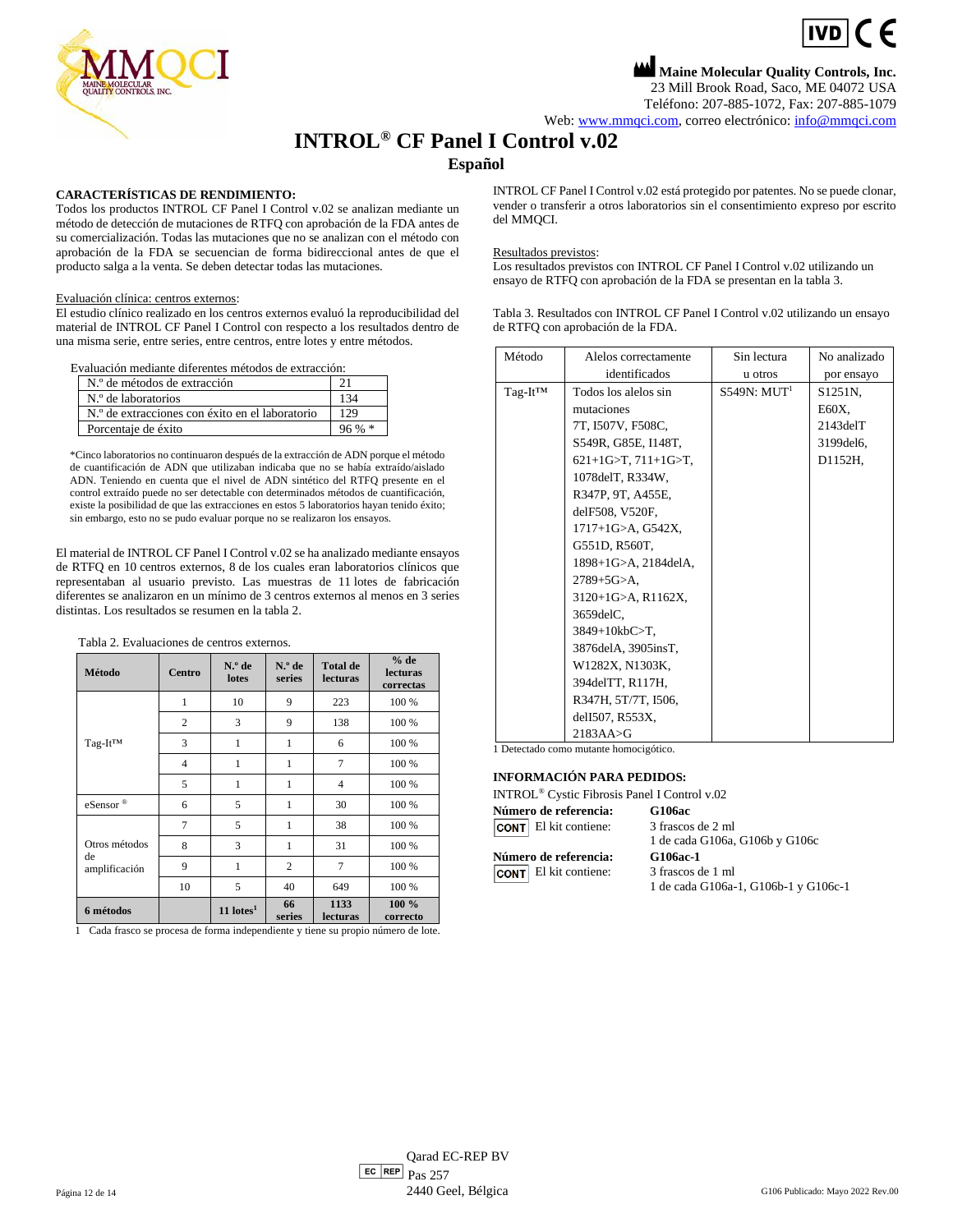Maine Molecular Quality Controls, Inc.
23 Mill Brook Road, Saco, ME 04072 USA
Teléfono: 207-885-1072, Fax: 207-885-1079
Web: www.mmqci.com, correo electrónico: info@mmqci.com

# INTROL® CF Panel I Control v.02

## Español

**CARACTERÍSTICAS DE RENDIMIENTO:**
Todos los productos INTROL CF Panel I Control v.02 se analizan mediante un método de detección de mutaciones de RTFQ con aprobación de la FDA antes de su comercialización. Todas las mutaciones que no se analizan con el método con aprobación de la FDA se secuencian de forma bidireccional antes de que el producto salga a la venta. Se deben detectar todas las mutaciones.

Evaluación clínica: centros externos:
El estudio clínico realizado en los centros externos evaluó la reproducibilidad del material de INTROL CF Panel I Control con respecto a los resultados dentro de una misma serie, entre series, entre centros, entre lotes y entre métodos.

Evaluación mediante diferentes métodos de extracción:

| | |
|---|---|
| N.º de métodos de extracción | 21 |
| N.º de laboratorios | 134 |
| N.º de extracciones con éxito en el laboratorio | 129 |
| Porcentaje de éxito | 96 % * |

*Cinco laboratorios no continuaron después de la extracción de ADN porque el método de cuantificación de ADN que utilizaban indicaba que no se había extraído/aislado ADN. Teniendo en cuenta que el nivel de ADN sintético del RTFQ presente en el control extraído puede no ser detectable con determinados métodos de cuantificación, existe la posibilidad de que las extracciones en estos 5 laboratorios hayan tenido éxito; sin embargo, esto no se pudo evaluar porque no se realizaron los ensayos.

El material de INTROL CF Panel I Control v.02 se ha analizado mediante ensayos de RTFQ en 10 centros externos, 8 de los cuales eran laboratorios clínicos que representaban al usuario previsto. Las muestras de 11 lotes de fabricación diferentes se analizaron en un mínimo de 3 centros externos al menos en 3 series distintas. Los resultados se resumen en la tabla 2.

Tabla 2. Evaluaciones de centros externos.

| Método | Centro | N.º de lotes | N.º de series | Total de lecturas | % de lecturas correctas |
|---|---|---|---|---|---|
| Tag-It™ | 1 | 10 | 9 | 223 | 100 % |
| | 2 | 3 | 9 | 138 | 100 % |
| | 3 | 1 | 1 | 6 | 100 % |
| | 4 | 1 | 1 | 7 | 100 % |
| | 5 | 1 | 1 | 4 | 100 % |
| eSensor ® | 6 | 5 | 1 | 30 | 100 % |
| Otros métodos de amplificación | 7 | 5 | 1 | 38 | 100 % |
| | 8 | 3 | 1 | 31 | 100 % |
| | 9 | 1 | 2 | 7 | 100 % |
| | 10 | 5 | 40 | 649 | 100 % |
| **6 métodos** | | **11 lotes[1]** | **66 series** | **1133 lecturas** | **100 % correcto** |

1 Cada frasco se procesa de forma independiente y tiene su propio número de lote.

INTROL CF Panel I Control v.02 está protegido por patentes. No se puede clonar, vender o transferir a otros laboratorios sin el consentimiento expreso por escrito del MMQCI.

Resultados previstos:
Los resultados previstos con INTROL CF Panel I Control v.02 utilizando un ensayo de RTFQ con aprobación de la FDA se presentan en la tabla 3.

Tabla 3. Resultados con INTROL CF Panel I Control v.02 utilizando un ensayo de RTFQ con aprobación de la FDA.

| Método | Alelos correctamente identificados | Sin lectura u otros | No analizado por ensayo |
|---|---|---|---|
| Tag-It™ | Todos los alelos sin mutaciones 7T, I507V, F508C, S549R, G85E, I148T, 621+1G>T, 711+1G>T, 1078delT, R334W, R347P, 9T, A455E, delF508, V520F, 1717+1G>A, G542X, G551D, R560T, 1898+1G>A, 2184delA, 2789+5G>A, 3120+1G>A, R1162X, 3659delC, 3849+10kbC>T, 3876delA, 3905insT, W1282X, N1303K, 394delTT, R117H, R347H, 5T/7T, I506, delI507, R553X, 2183AA>G | S549N: MUT[1] | S1251N, E60X, 2143delT 3199del6, D1152H, |

1 Detectado como mutante homocigótico.

**INFORMACIÓN PARA PEDIDOS:**
INTROL® Cystic Fibrosis Panel I Control v.02

**Número de referencia:** **G106ac**
CONT El kit contiene: 3 frascos de 2 ml
1 de cada G106a, G106b y G106c

**Número de referencia:** **G106ac-1**
CONT El kit contiene: 3 frascos de 1 ml
1 de cada G106a-1, G106b-1 y G106c-1

EC REP Qarad EC-REP BV
Pas 257
2440 Geel, Bélgica

G106 Publicado: Mayo 2022 Rev.00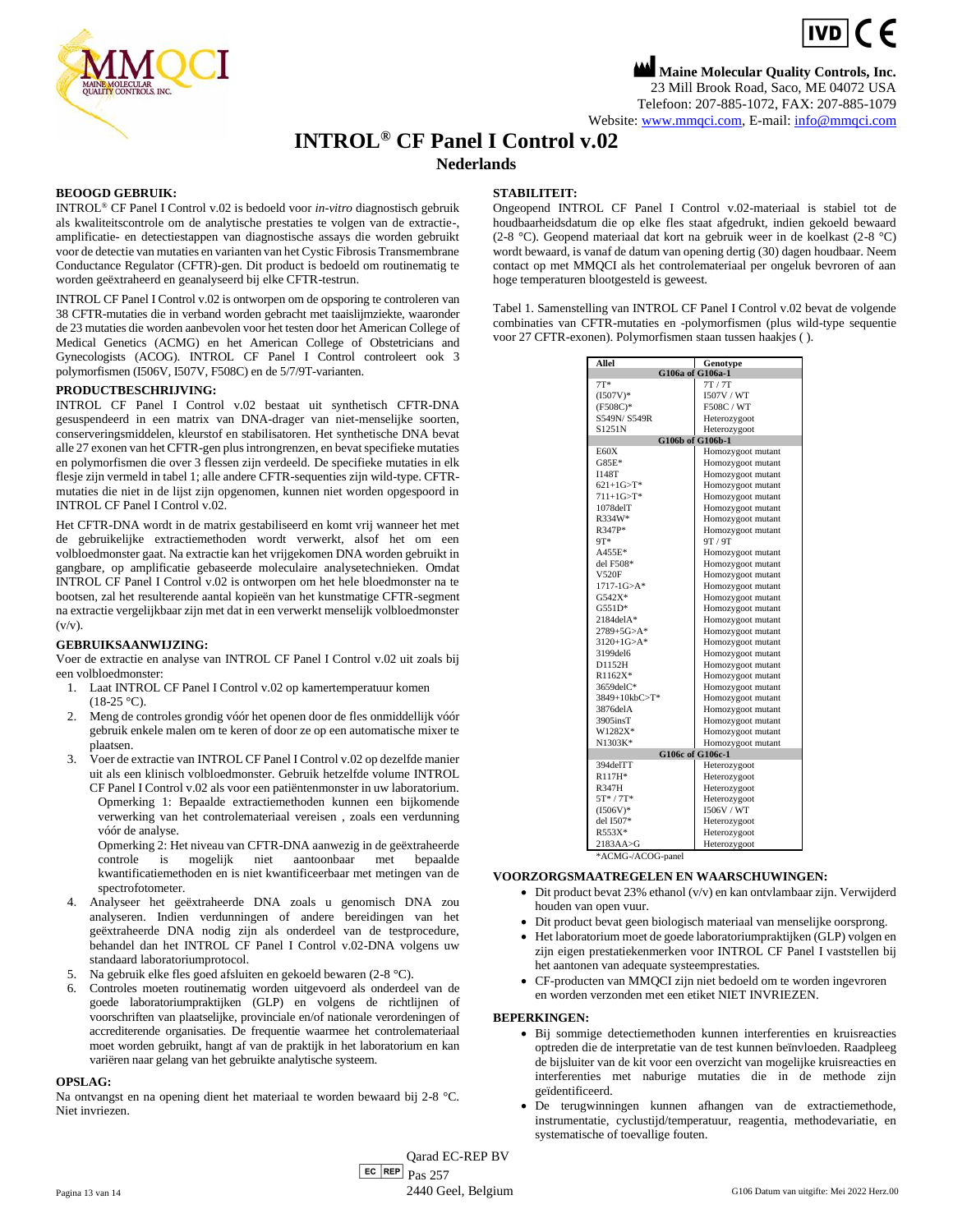Maine Molecular Quality Controls, Inc.
23 Mill Brook Road, Saco, ME 04072 USA
Telefoon: 207-885-1072, FAX: 207-885-1079
Website: www.mmqci.com, E-mail: info@mmqci.com

# INTROL® CF Panel I Control v.02

## Nederlands

### BEOOGD GEBRUIK:

INTROL® CF Panel I Control v.02 is bedoeld voor *in-vitro* diagnostisch gebruik als kwaliteitscontrole om de analytische prestaties te volgen van de extractie-, amplificatie- en detectiestappen van diagnostische assays die worden gebruikt voor de detectie van mutaties en varianten van het Cystic Fibrosis Transmembrane Conductance Regulator (CFTR)-gen. Dit product is bedoeld om routinematig te worden geëxtraheerd en geanalyseerd bij elke CFTR-testrun.

INTROL CF Panel I Control v.02 is ontworpen om de opsporing te controleren van 38 CFTR-mutaties die in verband worden gebracht met taaislijmziekte, waaronder de 23 mutaties die worden aanbevolen voor het testen door het American College of Medical Genetics (ACMG) en het American College of Obstetricians and Gynecologists (ACOG). INTROL CF Panel I Control controleert ook 3 polymorfismen (I506V, I507V, F508C) en de 5/7/9T-varianten.

### PRODUCTBESCHRIJVING:

INTROL CF Panel I Control v.02 bestaat uit synthetisch CFTR-DNA gesuspendeerd in een matrix van DNA-drager van niet-menselijke soorten, conserveringsmiddelen, kleurstof en stabilisatoren. Het synthetische DNA bevat alle 27 exonen van het CFTR-gen plus introngrenzen, en bevat specifieke mutaties en polymorfismen die over 3 flessen zijn verdeeld. De specifieke mutaties in elk flesje zijn vermeld in tabel 1; alle andere CFTR-sequenties zijn wild-type. CFTR-mutaties die niet in de lijst zijn opgenomen, kunnen niet worden opgespoord in INTROL CF Panel I Control v.02.

Het CFTR-DNA wordt in de matrix gestabiliseerd en komt vrij wanneer het met de gebruikelijke extractiemethoden wordt verwerkt, alsof het om een volbloedmonster gaat. Na extractie kan het vrijgekomen DNA worden gebruikt in gangbare, op amplificatie gebaseerde moleculaire analysetechnieken. Omdat INTROL CF Panel I Control v.02 is ontworpen om het hele bloedmonster na te bootsen, zal het resulterende aantal kopieën van het kunstmatige CFTR-segment na extractie vergelijkbaar zijn met dat in een verwerkt menselijk volbloedmonster (v/v).

### GEBRUIKSAANWIJZING:

Voer de extractie en analyse van INTROL CF Panel I Control v.02 uit zoals bij een volbloedmonster:

1. Laat INTROL CF Panel I Control v.02 op kamertemperatuur komen (18-25 °C).
2. Meng de controles grondig vóór het openen door de fles onmiddellijk vóór gebruik enkele malen om te keren of door ze op een automatische mixer te plaatsen.
3. Voer de extractie van INTROL CF Panel I Control v.02 op dezelfde manier uit als een klinisch volbloedmonster. Gebruik hetzelfde volume INTROL CF Panel I Control v.02 als voor een patiëntenmonster in uw laboratorium.
   Opmerking 1: Bepaalde extractiemethoden kunnen een bijkomende verwerking van het controlemateriaal vereisen , zoals een verdunning vóór de analyse.
   Opmerking 2: Het niveau van CFTR-DNA aanwezig in de geëxtraheerde controle is mogelijk niet aantoonbaar met bepaalde kwantificatiemethoden en is niet kwantificeerbaar met metingen van de spectrofotometer.
4. Analyseer het geëxtraheerde DNA zoals u genomisch DNA zou analyseren. Indien verdunningen of andere bereidingen van het geëxtraheerde DNA nodig zijn als onderdeel van de testprocedure, behandel dan het INTROL CF Panel I Control v.02-DNA volgens uw standaard laboratoriumprotocol.
5. Na gebruik elke fles goed afsluiten en gekoeld bewaren (2-8 °C).
6. Controles moeten routinematig worden uitgevoerd als onderdeel van de goede laboratoriumpraktijken (GLP) en volgens de richtlijnen of voorschriften van plaatselijke, provinciale en/of nationale verordeningen of accrediterende organisaties. De frequentie waarmee het controlemateriaal moet worden gebruikt, hangt af van de praktijk in het laboratorium en kan variëren naar gelang van het gebruikte analytische systeem.

### OPSLAG:

Na ontvangst en na opening dient het materiaal te worden bewaard bij 2-8 °C. Niet invriezen.

### STABILITEIT:

Ongeopend INTROL CF Panel I Control v.02-materiaal is stabiel tot de houdbaarheidsdatum die op elke fles staat afgedrukt, indien gekoeld bewaard (2-8 °C). Geopend materiaal dat kort na gebruik weer in de koelkast (2-8 °C) wordt bewaard, is vanaf de datum van opening dertig (30) dagen houdbaar. Neem contact op met MMQCI als het controlemateriaal per ongeluk bevroren of aan hoge temperaturen blootgesteld is geweest.

Tabel 1. Samenstelling van INTROL CF Panel I Control v.02 bevat de volgende combinaties van CFTR-mutaties en -polymorfismen (plus wild-type sequentie voor 27 CFTR-exonen). Polymorfismen staan tussen haakjes ( ).

| Allel | Genotype |
|---|---|
| **G106a of G106a-1** | |
| 7T* | 7T / 7T |
| (I507V)* | I507V / WT |
| (F508C)* | F508C / WT |
| S549N/ S549R | Heterozygoot |
| S1251N | Heterozygoot |
| **G106b of G106b-1** | |
| E60X | Homozygoot mutant |
| G85E* | Homozygoot mutant |
| I148T | Homozygoot mutant |
| 621+1G>T* | Homozygoot mutant |
| 711+1G>T* | Homozygoot mutant |
| 1078delT | Homozygoot mutant |
| R334W* | Homozygoot mutant |
| R347P* | Homozygoot mutant |
| 9T* | 9T / 9T |
| A455E* | Homozygoot mutant |
| del F508* | Homozygoot mutant |
| V520F | Homozygoot mutant |
| 1717-1G>A* | Homozygoot mutant |
| G542X* | Homozygoot mutant |
| G551D* | Homozygoot mutant |
| 2184delA* | Homozygoot mutant |
| 2789+5G>A* | Homozygoot mutant |
| 3120+1G>A* | Homozygoot mutant |
| 3199del6 | Homozygoot mutant |
| D1152H | Homozygoot mutant |
| R1162X* | Homozygoot mutant |
| 3659delC* | Homozygoot mutant |
| 3849+10kbC>T* | Homozygoot mutant |
| 3876delA | Homozygoot mutant |
| 3905insT | Homozygoot mutant |
| W1282X* | Homozygoot mutant |
| N1303K* | Homozygoot mutant |
| **G106c of G106c-1** | |
| 394delTT | Heterozygoot |
| R117H* | Heterozygoot |
| R347H | Heterozygoot |
| 5T* / 7T* | Heterozygoot |
| (I506V)* | I506V / WT |
| del I507* | Heterozygoot |
| R553X* | Heterozygoot |
| 2183AA>G | Heterozygoot |

*ACMG-/ACOG-panel

### VOORZORGSMAATREGELEN EN WAARSCHUWINGEN:

- Dit product bevat 23% ethanol (v/v) en kan ontvlambaar zijn. Verwijderd houden van open vuur.
- Dit product bevat geen biologisch materiaal van menselijke oorsprong.
- Het laboratorium moet de goede laboratoriumpraktijken (GLP) volgen en zijn eigen prestatiekenmerken voor INTROL CF Panel I vaststellen bij het aantonen van adequate systeemprestaties.
- CF-producten van MMQCI zijn niet bedoeld om te worden ingevroren en worden verzonden met een etiket NIET INVRIEZEN.

### BEPERKINGEN:

- Bij sommige detectiemethoden kunnen interferenties en kruisreacties optreden die de interpretatie van de test kunnen beïnvloeden. Raadpleeg de bijsluiter van de kit voor een overzicht van mogelijke kruisreacties en interferenties met naburige mutaties die in de methode zijn geïdentificeerd.
- De terugwinningen kunnen afhangen van de extractiemethode, instrumentatie, cyclustijd/temperatuur, reagentia, methodevariatie, en systematische of toevallige fouten.

EC REP Qarad EC-REP BV
Pas 257
2440 Geel, Belgium

G106 Datum van uitgifte: Mei 2022 Herz.00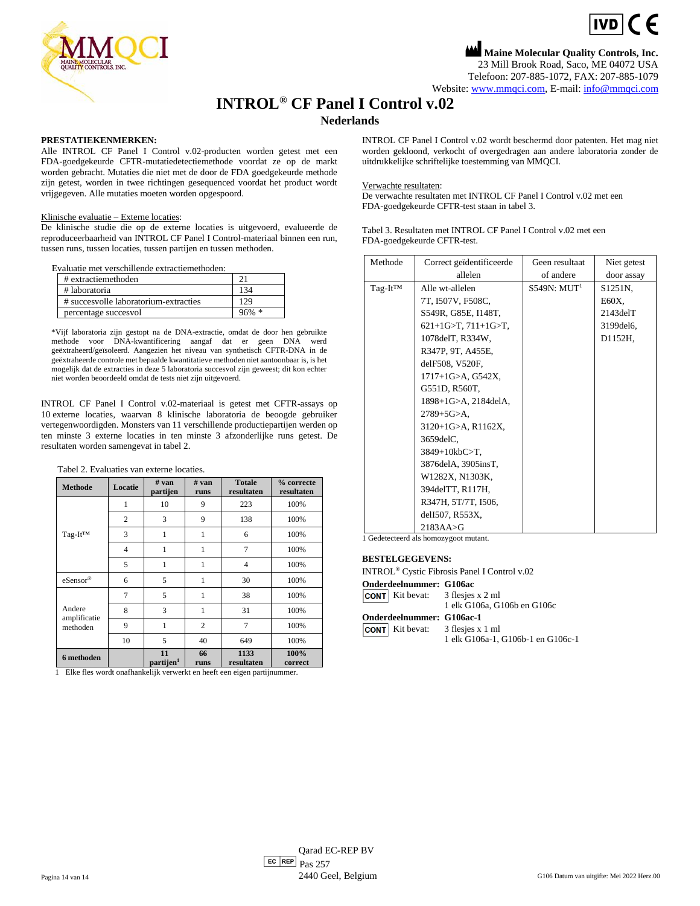**Maine Molecular Quality Controls, Inc.**
23 Mill Brook Road, Saco, ME 04072 USA
Telefoon: 207-885-1072, FAX: 207-885-1079
Website: www.mmqci.com, E-mail: info@mmqci.com

# INTROL® CF Panel I Control v.02

## Nederlands

**PRESTATIEKENMERKEN:**
Alle INTROL CF Panel I Control v.02-producten worden getest met een FDA-goedgekeurde CFTR-mutatiedetectiemethode voordat ze op de markt worden gebracht. Mutaties die niet met de door de FDA goedgekeurde methode zijn getest, worden in twee richtingen gesequenced voordat het product wordt vrijgegeven. Alle mutaties moeten worden opgespoord.

Klinische evaluatie – Externe locaties:
De klinische studie die op de externe locaties is uitgevoerd, evalueerde de reproduceerbaarheid van INTROL CF Panel I Control-materiaal binnen een run, tussen runs, tussen locaties, tussen partijen en tussen methoden.

Evaluatie met verschillende extractiemethoden:

| | |
|---|---|
| # extractiemethoden | 21 |
| # laboratoria | 134 |
| # succesvolle laboratorium-extracties | 129 |
| percentage succesvol | 96% * |

*Vijf laboratoria zijn gestopt na de DNA-extractie, omdat de door hen gebruikte methode voor DNA-kwantificering aangaf dat er geen DNA werd geëxtraheerd/geïsoleerd. Aangezien het niveau van synthetisch CFTR-DNA in de geëxtraheerde controle met bepaalde kwantitatieve methoden niet aantoonbaar is, is het mogelijk dat de extracties in deze 5 laboratoria succesvol zijn geweest; dit kon echter niet worden beoordeeld omdat de tests niet zijn uitgevoerd.

INTROL CF Panel I Control v.02-materiaal is getest met CFTR-assays op 10 externe locaties, waarvan 8 klinische laboratoria de beoogde gebruiker vertegenwoordigden. Monsters van 11 verschillende productiepartijen werden op ten minste 3 externe locaties in ten minste 3 afzonderlijke runs getest. De resultaten worden samengevat in tabel 2.

Tabel 2. Evaluaties van externe locaties.

| Methode | Locatie | # van partijen | # van runs | Totale resultaten | % correcte resultaten |
|---|---|---|---|---|---|
| Tag-It™ | 1 | 10 | 9 | 223 | 100% |
| | 2 | 3 | 9 | 138 | 100% |
| | 3 | 1 | 1 | 6 | 100% |
| | 4 | 1 | 1 | 7 | 100% |
| | 5 | 1 | 1 | 4 | 100% |
| eSensor® | 6 | 5 | 1 | 30 | 100% |
| Andere amplificatie methoden | 7 | 5 | 1 | 38 | 100% |
| | 8 | 3 | 1 | 31 | 100% |
| | 9 | 1 | 2 | 7 | 100% |
| | 10 | 5 | 40 | 649 | 100% |
| **6 methoden** | | **11 partijen[1]** | **66 runs** | **1133 resultaten** | **100% correct** |

1 Elke fles wordt onafhankelijk verwerkt en heeft een eigen partijnummer.

INTROL CF Panel I Control v.02 wordt beschermd door patenten. Het mag niet worden gekloond, verkocht of overgedragen aan andere laboratoria zonder de uitdrukkelijke schriftelijke toestemming van MMQCI.

Verwachte resultaten:
De verwachte resultaten met INTROL CF Panel I Control v.02 met een FDA-goedgekeurde CFTR-test staan in tabel 3.

Tabel 3. Resultaten met INTROL CF Panel I Control v.02 met een FDA-goedgekeurde CFTR-test.

| Methode | Correct geïdentificeerde allelen | Geen resultaat of andere | Niet getest door assay |
|---|---|---|---|
| Tag-It™ | Alle wt-allelen 7T, I507V, F508C, S549R, G85E, I148T, 621+1G>T, 711+1G>T, 1078delT, R334W, R347P, 9T, A455E, delF508, V520F, 1717+1G>A, G542X, G551D, R560T, 1898+1G>A, 2184delA, 2789+5G>A, 3120+1G>A, R1162X, 3659delC, 3849+10kbC>T, 3876delA, 3905insT, W1282X, N1303K, 394delTT, R117H, R347H, 5T/7T, I506, delI507, R553X, 2183AA>G | S549N: MUT[1] | S1251N, E60X, 2143delT 3199del6, D1152H, |

1 Gedetecteerd als homozygoot mutant.

**BESTELGEGEVENS:**
INTROL® Cystic Fibrosis Panel I Control v.02

**Onderdeelnummer: G106ac**
CONT Kit bevat: 3 flesjes x 2 ml
1 elk G106a, G106b en G106c

**Onderdeelnummer: G106ac-1**
CONT Kit bevat: 3 flesjes x 1 ml
1 elk G106a-1, G106b-1 en G106c-1

EC REP Qarad EC-REP BV
Pas 257
2440 Geel, Belgium

G106 Datum van uitgifte: Mei 2022 Herz.00